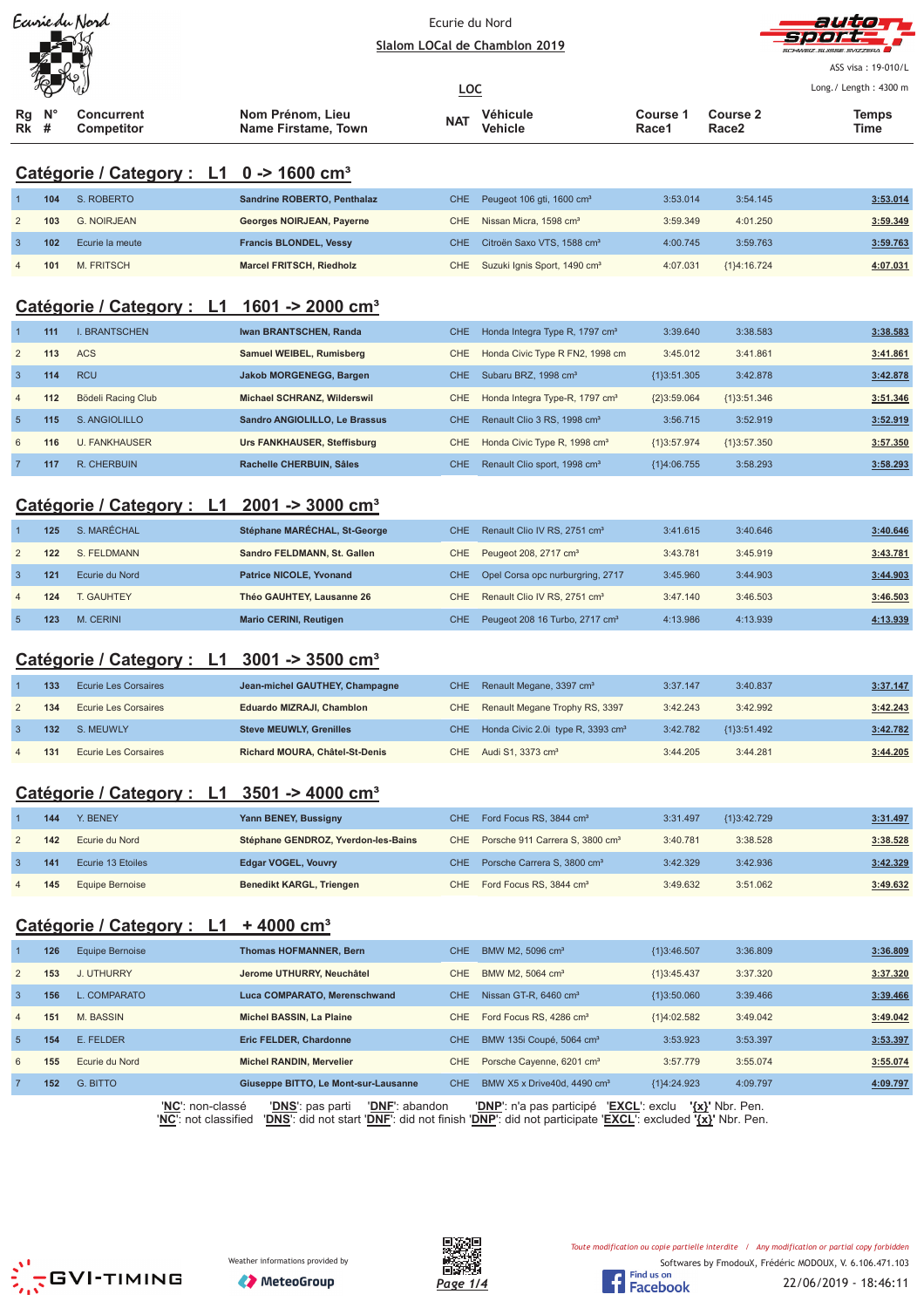Ecurie du Nord

**Slalom LOCal de Chamblon 2019**

**LOC**

ASS visa : 19-010/L

Long./ Length : 4300 m

## Catégorie / Category : L1 0 -> 1600 cm³

| Rg Rk | N° # | Concurrent Competitor | Nom Prénom, Lieu Name Firstame, Town | NAT | Véhicule Vehicle | Course 1 Race1 | Course 2 Race2 | Temps Time |
|---|---|---|---|---|---|---|---|---|
| 1 | 104 | S. ROBERTO | Sandrine ROBERTO, Penthalaz | CHE | Peugeot 106 gti, 1600 cm³ | 3:53.014 | 3:54.145 | 3:53.014 |
| 2 | 103 | G. NOIRJEAN | Georges NOIRJEAN, Payerne | CHE | Nissan Micra, 1598 cm³ | 3:59.349 | 4:01.250 | 3:59.349 |
| 3 | 102 | Ecurie la meute | Francis BLONDEL, Vessy | CHE | Citroën Saxo VTS, 1588 cm³ | 4:00.745 | 3:59.763 | 3:59.763 |
| 4 | 101 | M. FRITSCH | Marcel FRITSCH, Riedholz | CHE | Suzuki Ignis Sport, 1490 cm³ | 4:07.031 | {1}4:16.724 | 4:07.031 |

## Catégorie / Category : L1 1601 -> 2000 cm³

| Rg Rk | N° # | Concurrent Competitor | Nom Prénom, Lieu Name Firstame, Town | NAT | Véhicule Vehicle | Course 1 Race1 | Course 2 Race2 | Temps Time |
|---|---|---|---|---|---|---|---|---|
| 1 | 111 | I. BRANTSCHEN | Iwan BRANTSCHEN, Randa | CHE | Honda Integra Type R, 1797 cm³ | 3:39.640 | 3:38.583 | 3:38.583 |
| 2 | 113 | ACS | Samuel WEIBEL, Rumisberg | CHE | Honda Civic Type R FN2, 1998 cm | 3:45.012 | 3:41.861 | 3:41.861 |
| 3 | 114 | RCU | Jakob MORGENEGG, Bargen | CHE | Subaru BRZ, 1998 cm³ | {1}3:51.305 | 3:42.878 | 3:42.878 |
| 4 | 112 | Bödeli Racing Club | Michael SCHRANZ, Wilderswil | CHE | Honda Integra Type-R, 1797 cm³ | {2}3:59.064 | {1}3:51.346 | 3:51.346 |
| 5 | 115 | S. ANGIOLILLO | Sandro ANGIOLILLO, Le Brassus | CHE | Renault Clio 3 RS, 1998 cm³ | 3:56.715 | 3:52.919 | 3:52.919 |
| 6 | 116 | U. FANKHAUSER | Urs FANKHAUSER, Steffisburg | CHE | Honda Civic Type R, 1998 cm³ | {1}3:57.974 | {1}3:57.350 | 3:57.350 |
| 7 | 117 | R. CHERBUIN | Rachelle CHERBUIN, Sâles | CHE | Renault Clio sport, 1998 cm³ | {1}4:06.755 | 3:58.293 | 3:58.293 |

## Catégorie / Category : L1 2001 -> 3000 cm³

| Rg Rk | N° # | Concurrent Competitor | Nom Prénom, Lieu Name Firstame, Town | NAT | Véhicule Vehicle | Course 1 Race1 | Course 2 Race2 | Temps Time |
|---|---|---|---|---|---|---|---|---|
| 1 | 125 | S. MARÉCHAL | Stéphane MARÉCHAL, St-George | CHE | Renault Clio IV RS, 2751 cm³ | 3:41.615 | 3:40.646 | 3:40.646 |
| 2 | 122 | S. FELDMANN | Sandro FELDMANN, St. Gallen | CHE | Peugeot 208, 2717 cm³ | 3:43.781 | 3:45.919 | 3:43.781 |
| 3 | 121 | Ecurie du Nord | Patrice NICOLE, Yvonand | CHE | Opel Corsa opc nurburgring, 2717 | 3:45.960 | 3:44.903 | 3:44.903 |
| 4 | 124 | T. GAUHTEY | Théo GAUHTEY, Lausanne 26 | CHE | Renault Clio IV RS, 2751 cm³ | 3:47.140 | 3:46.503 | 3:46.503 |
| 5 | 123 | M. CERINI | Mario CERINI, Reutigen | CHE | Peugeot 208 16 Turbo, 2717 cm³ | 4:13.986 | 4:13.939 | 4:13.939 |

## Catégorie / Category : L1 3001 -> 3500 cm³

| Rg Rk | N° # | Concurrent Competitor | Nom Prénom, Lieu Name Firstame, Town | NAT | Véhicule Vehicle | Course 1 Race1 | Course 2 Race2 | Temps Time |
|---|---|---|---|---|---|---|---|---|
| 1 | 133 | Ecurie Les Corsaires | Jean-michel GAUTHEY, Champagne | CHE | Renault Megane, 3397 cm³ | 3:37.147 | 3:40.837 | 3:37.147 |
| 2 | 134 | Ecurie Les Corsaires | Eduardo MIZRAJI, Chamblon | CHE | Renault Megane Trophy RS, 3397 | 3:42.243 | 3:42.992 | 3:42.243 |
| 3 | 132 | S. MEUWLY | Steve MEUWLY, Grenilles | CHE | Honda Civic 2.0i type R, 3393 cm³ | 3:42.782 | {1}3:51.492 | 3:42.782 |
| 4 | 131 | Ecurie Les Corsaires | Richard MOURA, Châtel-St-Denis | CHE | Audi S1, 3373 cm³ | 3:44.205 | 3:44.281 | 3:44.205 |

## Catégorie / Category : L1 3501 -> 4000 cm³

| Rg Rk | N° # | Concurrent Competitor | Nom Prénom, Lieu Name Firstame, Town | NAT | Véhicule Vehicle | Course 1 Race1 | Course 2 Race2 | Temps Time |
|---|---|---|---|---|---|---|---|---|
| 1 | 144 | Y. BENEY | Yann BENEY, Bussigny | CHE | Ford Focus RS, 3844 cm³ | 3:31.497 | {1}3:42.729 | 3:31.497 |
| 2 | 142 | Ecurie du Nord | Stéphane GENDROZ, Yverdon-les-Bains | CHE | Porsche 911 Carrera S, 3800 cm³ | 3:40.781 | 3:38.528 | 3:38.528 |
| 3 | 141 | Ecurie 13 Etoiles | Edgar VOGEL, Vouvry | CHE | Porsche Carrera S, 3800 cm³ | 3:42.329 | 3:42.936 | 3:42.329 |
| 4 | 145 | Equipe Bernoise | Benedikt KARGL, Triengen | CHE | Ford Focus RS, 3844 cm³ | 3:49.632 | 3:51.062 | 3:49.632 |

## Catégorie / Category : L1 + 4000 cm³

| Rg Rk | N° # | Concurrent Competitor | Nom Prénom, Lieu Name Firstame, Town | NAT | Véhicule Vehicle | Course 1 Race1 | Course 2 Race2 | Temps Time |
|---|---|---|---|---|---|---|---|---|
| 1 | 126 | Equipe Bernoise | Thomas HOFMANNER, Bern | CHE | BMW M2, 5096 cm³ | {1}3:46.507 | 3:36.809 | 3:36.809 |
| 2 | 153 | J. UTHURRY | Jerome UTHURRY, Neuchâtel | CHE | BMW M2, 5064 cm³ | {1}3:45.437 | 3:37.320 | 3:37.320 |
| 3 | 156 | L. COMPARATO | Luca COMPARATO, Merenschwand | CHE | Nissan GT-R, 6460 cm³ | {1}3:50.060 | 3:39.466 | 3:39.466 |
| 4 | 151 | M. BASSIN | Michel BASSIN, La Plaine | CHE | Ford Focus RS, 4286 cm³ | {1}4:02.582 | 3:49.042 | 3:49.042 |
| 5 | 154 | E. FELDER | Eric FELDER, Chardonne | CHE | BMW 135i Coupé, 5064 cm³ | 3:53.923 | 3:53.397 | 3:53.397 |
| 6 | 155 | Ecurie du Nord | Michel RANDIN, Mervelier | CHE | Porsche Cayenne, 6201 cm³ | 3:57.779 | 3:55.074 | 3:55.074 |
| 7 | 152 | G. BITTO | Giuseppe BITTO, Le Mont-sur-Lausanne | CHE | BMW X5 x Drive40d, 4490 cm³ | {1}4:24.923 | 4:09.797 | 4:09.797 |

'NC': non-classé 'DNS': pas parti 'DNF': abandon 'DNP': n'a pas participé 'EXCL': exclu '{x}' Nbr. Pen.
'NC': not classified 'DNS': did not start 'DNF': did not finish 'DNP': did not participate 'EXCL': excluded '{x}' Nbr. Pen.

Weather informations provided by MeteoGroup

Toute modification ou copie partielle interdite / Any modification or partial copy forbidden

Softwares by FmodouX, Frédéric MODOUX, V. 6.106.471.103

22/06/2019 - 18:46:11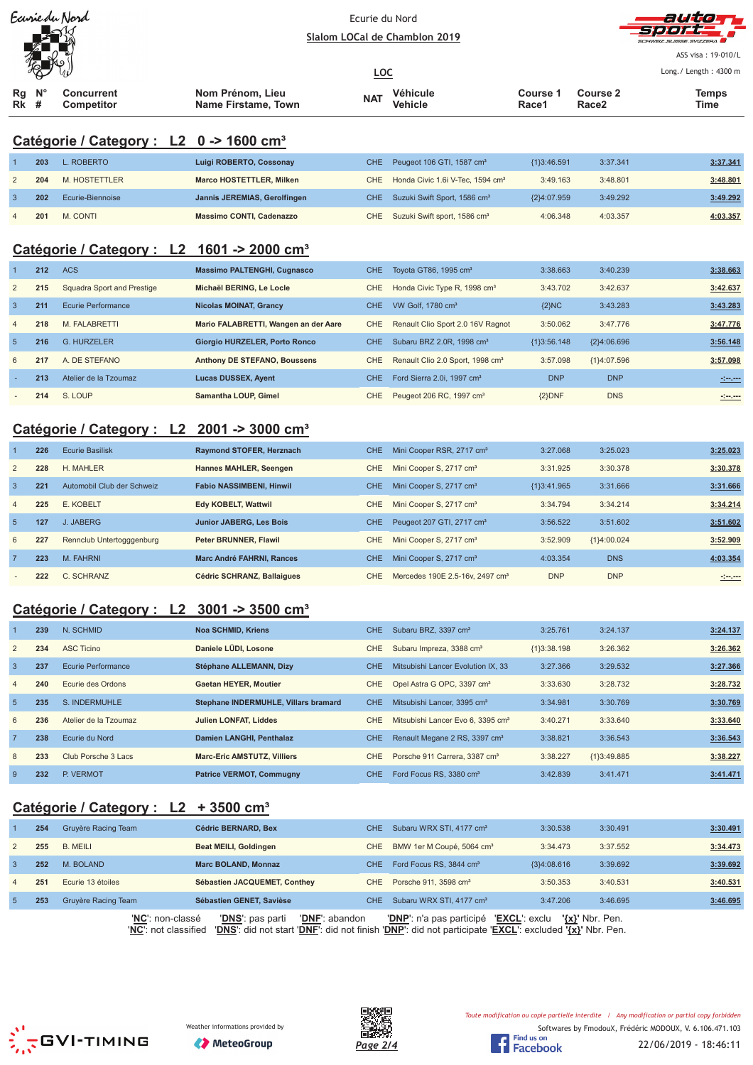Ecurie du Nord

**Slalom LOCal de Chamblon 2019**

ASS visa : 19-010/L

Long./ Length : 4300 m

LOC

## Catégorie / Category : L2 0 -> 1600 cm³

| Rg Rk | N° # | Concurrent Competitor | Nom Prénom, Lieu Name Firstame, Town | NAT | Véhicule Vehicle | Course 1 Race1 | Course 2 Race2 | Temps Time |
|---|---|---|---|---|---|---|---|---|
| 1 | 203 | L. ROBERTO | Luigi ROBERTO, Cossonay | CHE | Peugeot 106 GTI, 1587 cm³ | {1}3:46.591 | 3:37.341 | 3:37.341 |
| 2 | 204 | M. HOSTETTLER | Marco HOSTETTLER, Milken | CHE | Honda Civic 1.6i V-Tec, 1594 cm³ | 3:49.163 | 3:48.801 | 3:48.801 |
| 3 | 202 | Ecurie-Biennoise | Jannis JEREMIAS, Gerolfingen | CHE | Suzuki Swift Sport, 1586 cm³ | {2}4:07.959 | 3:49.292 | 3:49.292 |
| 4 | 201 | M. CONTI | Massimo CONTI, Cadenazzo | CHE | Suzuki Swift sport, 1586 cm³ | 4:06.348 | 4:03.357 | 4:03.357 |

## Catégorie / Category : L2 1601 -> 2000 cm³

| Rg Rk | N° # | Concurrent Competitor | Nom Prénom, Lieu Name Firstame, Town | NAT | Véhicule Vehicle | Course 1 Race1 | Course 2 Race2 | Temps Time |
|---|---|---|---|---|---|---|---|---|
| 1 | 212 | ACS | Massimo PALTENGHI, Cugnasco | CHE | Toyota GT86, 1995 cm³ | 3:38.663 | 3:40.239 | 3:38.663 |
| 2 | 215 | Squadra Sport and Prestige | Michaël BERING, Le Locle | CHE | Honda Civic Type R, 1998 cm³ | 3:43.702 | 3:42.637 | 3:42.637 |
| 3 | 211 | Ecurie Performance | Nicolas MOINAT, Grancy | CHE | VW Golf, 1780 cm³ | {2}NC | 3:43.283 | 3:43.283 |
| 4 | 218 | M. FALABRETTI | Mario FALABRETTI, Wangen an der Aare | CHE | Renault Clio Sport 2.0 16V Ragnot | 3:50.062 | 3:47.776 | 3:47.776 |
| 5 | 216 | G. HURZELER | Giorgio HURZELER, Porto Ronco | CHE | Subaru BRZ 2.0R, 1998 cm³ | {1}3:56.148 | {2}4:06.696 | 3:56.148 |
| 6 | 217 | A. DE STEFANO | Anthony DE STEFANO, Boussens | CHE | Renault Clio 2.0 Sport, 1998 cm³ | 3:57.098 | {1}4:07.596 | 3:57.098 |
| - | 213 | Atelier de la Tzoumaz | Lucas DUSSEX, Ayent | CHE | Ford Sierra 2.0i, 1997 cm³ | DNP | DNP | -:--.--- |
| - | 214 | S. LOUP | Samantha LOUP, Gimel | CHE | Peugeot 206 RC, 1997 cm³ | {2}DNF | DNS | -:--.--- |

## Catégorie / Category : L2 2001 -> 3000 cm³

| Rg Rk | N° # | Concurrent Competitor | Nom Prénom, Lieu Name Firstame, Town | NAT | Véhicule Vehicle | Course 1 Race1 | Course 2 Race2 | Temps Time |
|---|---|---|---|---|---|---|---|---|
| 1 | 226 | Ecurie Basilisk | Raymond STOFER, Herznach | CHE | Mini Cooper RSR, 2717 cm³ | 3:27.068 | 3:25.023 | 3:25.023 |
| 2 | 228 | H. MAHLER | Hannes MAHLER, Seengen | CHE | Mini Cooper S, 2717 cm³ | 3:31.925 | 3:30.378 | 3:30.378 |
| 3 | 221 | Automobil Club der Schweiz | Fabio NASSIMBENI, Hinwil | CHE | Mini Cooper S, 2717 cm³ | {1}3:41.965 | 3:31.666 | 3:31.666 |
| 4 | 225 | E. KOBELT | Edy KOBELT, Wattwil | CHE | Mini Cooper S, 2717 cm³ | 3:34.794 | 3:34.214 | 3:34.214 |
| 5 | 127 | J. JABERG | Junior JABERG, Les Bois | CHE | Peugeot 207 GTI, 2717 cm³ | 3:56.522 | 3:51.602 | 3:51.602 |
| 6 | 227 | Rennclub Untertogggenburg | Peter BRUNNER, Flawil | CHE | Mini Cooper S, 2717 cm³ | 3:52.909 | {1}4:00.024 | 3:52.909 |
| 7 | 223 | M. FAHRNI | Marc André FAHRNI, Rances | CHE | Mini Cooper S, 2717 cm³ | 4:03.354 | DNS | 4:03.354 |
| - | 222 | C. SCHRANZ | Cédric SCHRANZ, Ballaigues | CHE | Mercedes 190E 2.5-16v, 2497 cm³ | DNP | DNP | -:--.--- |

## Catégorie / Category : L2 3001 -> 3500 cm³

| Rg Rk | N° # | Concurrent Competitor | Nom Prénom, Lieu Name Firstame, Town | NAT | Véhicule Vehicle | Course 1 Race1 | Course 2 Race2 | Temps Time |
|---|---|---|---|---|---|---|---|---|
| 1 | 239 | N. SCHMID | Noa SCHMID, Kriens | CHE | Subaru BRZ, 3397 cm³ | 3:25.761 | 3:24.137 | 3:24.137 |
| 2 | 234 | ASC Ticino | Daniele LÜDI, Losone | CHE | Subaru Impreza, 3388 cm³ | {1}3:38.198 | 3:26.362 | 3:26.362 |
| 3 | 237 | Ecurie Performance | Stéphane ALLEMANN, Dizy | CHE | Mitsubishi Lancer Evolution IX, 33 | 3:27.366 | 3:29.532 | 3:27.366 |
| 4 | 240 | Ecurie des Ordons | Gaetan HEYER, Moutier | CHE | Opel Astra G OPC, 3397 cm³ | 3:33.630 | 3:28.732 | 3:28.732 |
| 5 | 235 | S. INDERMUHLE | Stephane INDERMUHLE, Villars bramard | CHE | Mitsubishi Lancer, 3395 cm³ | 3:34.981 | 3:30.769 | 3:30.769 |
| 6 | 236 | Atelier de la Tzoumaz | Julien LONFAT, Liddes | CHE | Mitsubishi Lancer Evo 6, 3395 cm³ | 3:40.271 | 3:33.640 | 3:33.640 |
| 7 | 238 | Ecurie du Nord | Damien LANGHI, Penthalaz | CHE | Renault Megane 2 RS, 3397 cm³ | 3:38.821 | 3:36.543 | 3:36.543 |
| 8 | 233 | Club Porsche 3 Lacs | Marc-Eric AMSTUTZ, Villiers | CHE | Porsche 911 Carrera, 3387 cm³ | 3:38.227 | {1}3:49.885 | 3:38.227 |
| 9 | 232 | P. VERMOT | Patrice VERMOT, Commugny | CHE | Ford Focus RS, 3380 cm³ | 3:42.839 | 3:41.471 | 3:41.471 |

## Catégorie / Category : L2 + 3500 cm³

| Rg Rk | N° # | Concurrent Competitor | Nom Prénom, Lieu Name Firstame, Town | NAT | Véhicule Vehicle | Course 1 Race1 | Course 2 Race2 | Temps Time |
|---|---|---|---|---|---|---|---|---|
| 1 | 254 | Gruyère Racing Team | Cédric BERNARD, Bex | CHE | Subaru WRX STI, 4177 cm³ | 3:30.538 | 3:30.491 | 3:30.491 |
| 2 | 255 | B. MEILI | Beat MEILI, Goldingen | CHE | BMW 1er M Coupé, 5064 cm³ | 3:34.473 | 3:37.552 | 3:34.473 |
| 3 | 252 | M. BOLAND | Marc BOLAND, Monnaz | CHE | Ford Focus RS, 3844 cm³ | {3}4:08.616 | 3:39.692 | 3:39.692 |
| 4 | 251 | Ecurie 13 étoiles | Sébastien JACQUEMET, Conthey | CHE | Porsche 911, 3598 cm³ | 3:50.353 | 3:40.531 | 3:40.531 |
| 5 | 253 | Gruyère Racing Team | Sébastien GENET, Savièse | CHE | Subaru WRX STI, 4177 cm³ | 3:47.206 | 3:46.695 | 3:46.695 |

'NC': non-classé 'DNS': pas parti 'DNF': abandon 'DNP': n'a pas participé 'EXCL': exclu '{x}' Nbr. Pen.
'NC': not classified 'DNS': did not start 'DNF': did not finish 'DNP': did not participate 'EXCL': excluded '{x}' Nbr. Pen.

Weather informations provided by MeteoGroup

Toute modification ou copie partielle interdite / Any modification or partial copy forbidden

Softwares by FmodouX, Frédéric MODOUX, V. 6.106.471.103

22/06/2019 - 18:46:11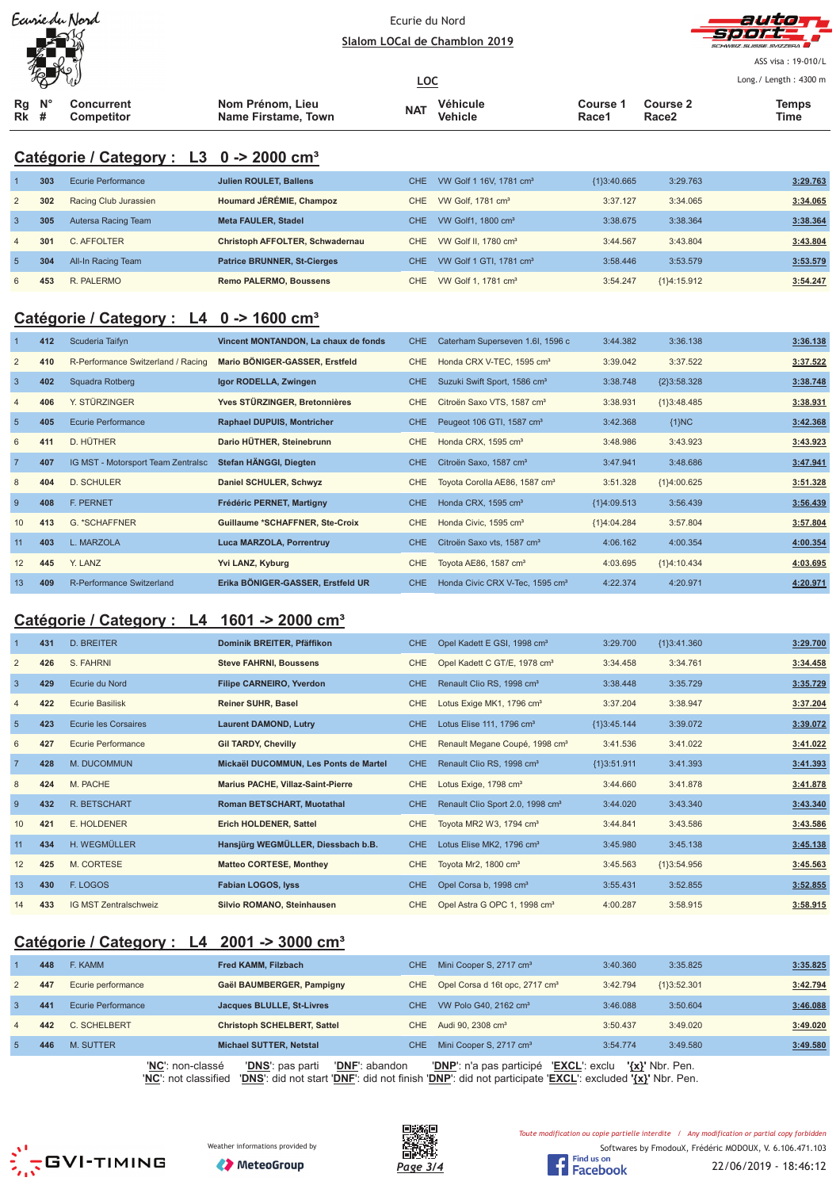Ecurie du Nord

Slalom LOCal de Chamblon 2019

ASS visa : 19-010/L

LOC

Long./ Length : 4300 m

## Catégorie / Category : L3 0 -> 2000 cm³

| Rg Rk | N° # | Concurrent Competitor | Nom Prénom, Lieu Name Firstame, Town | NAT | Véhicule Vehicle | Course 1 Race1 | Course 2 Race2 | Temps Time |
|---|---|---|---|---|---|---|---|---|
| 1 | 303 | Ecurie Performance | **Julien ROULET, Ballens** | CHE | VW Golf 1 16V, 1781 cm³ | {1}3:40.665 | 3:29.763 | **3:29.763** |
| 2 | 302 | Racing Club Jurassien | **Houmard JÉRÉMIE, Champoz** | CHE | VW Golf, 1781 cm³ | 3:37.127 | 3:34.065 | **3:34.065** |
| 3 | 305 | Autersa Racing Team | **Meta FAULER, Stadel** | CHE | VW Golf1, 1800 cm³ | 3:38.675 | 3:38.364 | **3:38.364** |
| 4 | 301 | C. AFFOLTER | **Christoph AFFOLTER, Schwadernau** | CHE | VW Golf II, 1780 cm³ | 3:44.567 | 3:43.804 | **3:43.804** |
| 5 | 304 | All-In Racing Team | **Patrice BRUNNER, St-Cierges** | CHE | VW Golf 1 GTI, 1781 cm³ | 3:58.446 | 3:53.579 | **3:53.579** |
| 6 | 453 | R. PALERMO | **Remo PALERMO, Boussens** | CHE | VW Golf 1, 1781 cm³ | 3:54.247 | {1}4:15.912 | **3:54.247** |

## Catégorie / Category : L4 0 -> 1600 cm³

| Rg Rk | N° # | Concurrent Competitor | Nom Prénom, Lieu Name Firstame, Town | NAT | Véhicule Vehicle | Course 1 Race1 | Course 2 Race2 | Temps Time |
|---|---|---|---|---|---|---|---|---|
| 1 | 412 | Scuderia Taifyn | **Vincent MONTANDON, La chaux de fonds** | CHE | Caterham Superseven 1.6l, 1596 c | 3:44.382 | 3:36.138 | **3:36.138** |
| 2 | 410 | R-Performance Switzerland / Racing | **Mario BÖNIGER-GASSER, Erstfeld** | CHE | Honda CRX V-TEC, 1595 cm³ | 3:39.042 | 3:37.522 | **3:37.522** |
| 3 | 402 | Squadra Rotberg | **Igor RODELLA, Zwingen** | CHE | Suzuki Swift Sport, 1586 cm³ | 3:38.748 | {2}3:58.328 | **3:38.748** |
| 4 | 406 | Y. STÜRZINGER | **Yves STÜRZINGER, Bretonnières** | CHE | Citroën Saxo VTS, 1587 cm³ | 3:38.931 | {1}3:48.485 | **3:38.931** |
| 5 | 405 | Ecurie Performance | **Raphael DUPUIS, Montricher** | CHE | Peugeot 106 GTI, 1587 cm³ | 3:42.368 | {1}NC | **3:42.368** |
| 6 | 411 | D. HÜTHER | **Dario HÜTHER, Steinebrunn** | CHE | Honda CRX, 1595 cm³ | 3:48.986 | 3:43.923 | **3:43.923** |
| 7 | 407 | IG MST - Motorsport Team Zentralsc | **Stefan HÄNGGI, Diegten** | CHE | Citroën Saxo, 1587 cm³ | 3:47.941 | 3:48.686 | **3:47.941** |
| 8 | 404 | D. SCHULER | **Daniel SCHULER, Schwyz** | CHE | Toyota Corolla AE86, 1587 cm³ | 3:51.328 | {1}4:00.625 | **3:51.328** |
| 9 | 408 | F. PERNET | **Frédéric PERNET, Martigny** | CHE | Honda CRX, 1595 cm³ | {1}4:09.513 | 3:56.439 | **3:56.439** |
| 10 | 413 | G. *SCHAFFNER | **Guillaume *SCHAFFNER, Ste-Croix** | CHE | Honda Civic, 1595 cm³ | {1}4:04.284 | 3:57.804 | **3:57.804** |
| 11 | 403 | L. MARZOLA | **Luca MARZOLA, Porrentruy** | CHE | Citroën Saxo vts, 1587 cm³ | 4:06.162 | 4:00.354 | **4:00.354** |
| 12 | 445 | Y. LANZ | **Yvi LANZ, Kyburg** | CHE | Toyota AE86, 1587 cm³ | 4:03.695 | {1}4:10.434 | **4:03.695** |
| 13 | 409 | R-Performance Switzerland | **Erika BÖNIGER-GASSER, Erstfeld UR** | CHE | Honda Civic CRX V-Tec, 1595 cm³ | 4:22.374 | 4:20.971 | **4:20.971** |

## Catégorie / Category : L4 1601 -> 2000 cm³

| Rg Rk | N° # | Concurrent Competitor | Nom Prénom, Lieu Name Firstame, Town | NAT | Véhicule Vehicle | Course 1 Race1 | Course 2 Race2 | Temps Time |
|---|---|---|---|---|---|---|---|---|
| 1 | 431 | D. BREITER | **Dominik BREITER, Pfäffikon** | CHE | Opel Kadett E GSI, 1998 cm³ | 3:29.700 | {1}3:41.360 | **3:29.700** |
| 2 | 426 | S. FAHRNI | **Steve FAHRNI, Boussens** | CHE | Opel Kadett C GT/E, 1978 cm³ | 3:34.458 | 3:34.761 | **3:34.458** |
| 3 | 429 | Ecurie du Nord | **Filipe CARNEIRO, Yverdon** | CHE | Renault Clio RS, 1998 cm³ | 3:38.448 | 3:35.729 | **3:35.729** |
| 4 | 422 | Ecurie Basilisk | **Reiner SUHR, Basel** | CHE | Lotus Exige MK1, 1796 cm³ | 3:37.204 | 3:38.947 | **3:37.204** |
| 5 | 423 | Ecurie les Corsaires | **Laurent DAMOND, Lutry** | CHE | Lotus Elise 111, 1796 cm³ | {1}3:45.144 | 3:39.072 | **3:39.072** |
| 6 | 427 | Ecurie Performance | **Gil TARDY, Chevilly** | CHE | Renault Megane Coupé, 1998 cm³ | 3:41.536 | 3:41.022 | **3:41.022** |
| 7 | 428 | M. DUCOMMUN | **Mickaël DUCOMMUN, Les Ponts de Martel** | CHE | Renault Clio RS, 1998 cm³ | {1}3:51.911 | 3:41.393 | **3:41.393** |
| 8 | 424 | M. PACHE | **Marius PACHE, Villaz-Saint-Pierre** | CHE | Lotus Exige, 1798 cm³ | 3:44.660 | 3:41.878 | **3:41.878** |
| 9 | 432 | R. BETSCHART | **Roman BETSCHART, Muotathal** | CHE | Renault Clio Sport 2.0, 1998 cm³ | 3:44.020 | 3:43.340 | **3:43.340** |
| 10 | 421 | E. HOLDENER | **Erich HOLDENER, Sattel** | CHE | Toyota MR2 W3, 1794 cm³ | 3:44.841 | 3:43.586 | **3:43.586** |
| 11 | 434 | H. WEGMÜLLER | **Hansjürg WEGMÜLLER, Diessbach b.B.** | CHE | Lotus Elise MK2, 1796 cm³ | 3:45.980 | 3:45.138 | **3:45.138** |
| 12 | 425 | M. CORTESE | **Matteo CORTESE, Monthey** | CHE | Toyota Mr2, 1800 cm³ | 3:45.563 | {1}3:54.956 | **3:45.563** |
| 13 | 430 | F. LOGOS | **Fabian LOGOS, Iyss** | CHE | Opel Corsa b, 1998 cm³ | 3:55.431 | 3:52.855 | **3:52.855** |
| 14 | 433 | IG MST Zentralschweiz | **Silvio ROMANO, Steinhausen** | CHE | Opel Astra G OPC 1, 1998 cm³ | 4:00.287 | 3:58.915 | **3:58.915** |

## Catégorie / Category : L4 2001 -> 3000 cm³

| Rg Rk | N° # | Concurrent Competitor | Nom Prénom, Lieu Name Firstame, Town | NAT | Véhicule Vehicle | Course 1 Race1 | Course 2 Race2 | Temps Time |
|---|---|---|---|---|---|---|---|---|
| 1 | 448 | F. KAMM | **Fred KAMM, Filzbach** | CHE | Mini Cooper S, 2717 cm³ | 3:40.360 | 3:35.825 | **3:35.825** |
| 2 | 447 | Ecurie performance | **Gaël BAUMBERGER, Pampigny** | CHE | Opel Corsa d 16t opc, 2717 cm³ | 3:42.794 | {1}3:52.301 | **3:42.794** |
| 3 | 441 | Ecurie Performance | **Jacques BLULLE, St-Livres** | CHE | VW Polo G40, 2162 cm³ | 3:46.088 | 3:50.604 | **3:46.088** |
| 4 | 442 | C. SCHELBERT | **Christoph SCHELBERT, Sattel** | CHE | Audi 90, 2308 cm³ | 3:50.437 | 3:49.020 | **3:49.020** |
| 5 | 446 | M. SUTTER | **Michael SUTTER, Netstal** | CHE | Mini Cooper S, 2717 cm³ | 3:54.774 | 3:49.580 | **3:49.580** |

'**NC**': non-classé '**DNS**': pas parti '**DNF**': abandon '**DNP**': n'a pas participé '**EXCL**': exclu '**{x}**' Nbr. Pen.
'**NC**': not classified '**DNS**': did not start '**DNF**': did not finish '**DNP**': did not participate '**EXCL**': excluded '**{x}**' Nbr. Pen.

Weather informations provided by MeteoGroup

*Toute modification ou copie partielle interdite / Any modification or partial copy forbidden*

Softwares by FmodouX, Frédéric MODOUX, V. 6.106.471.103

22/06/2019 - 18:46:12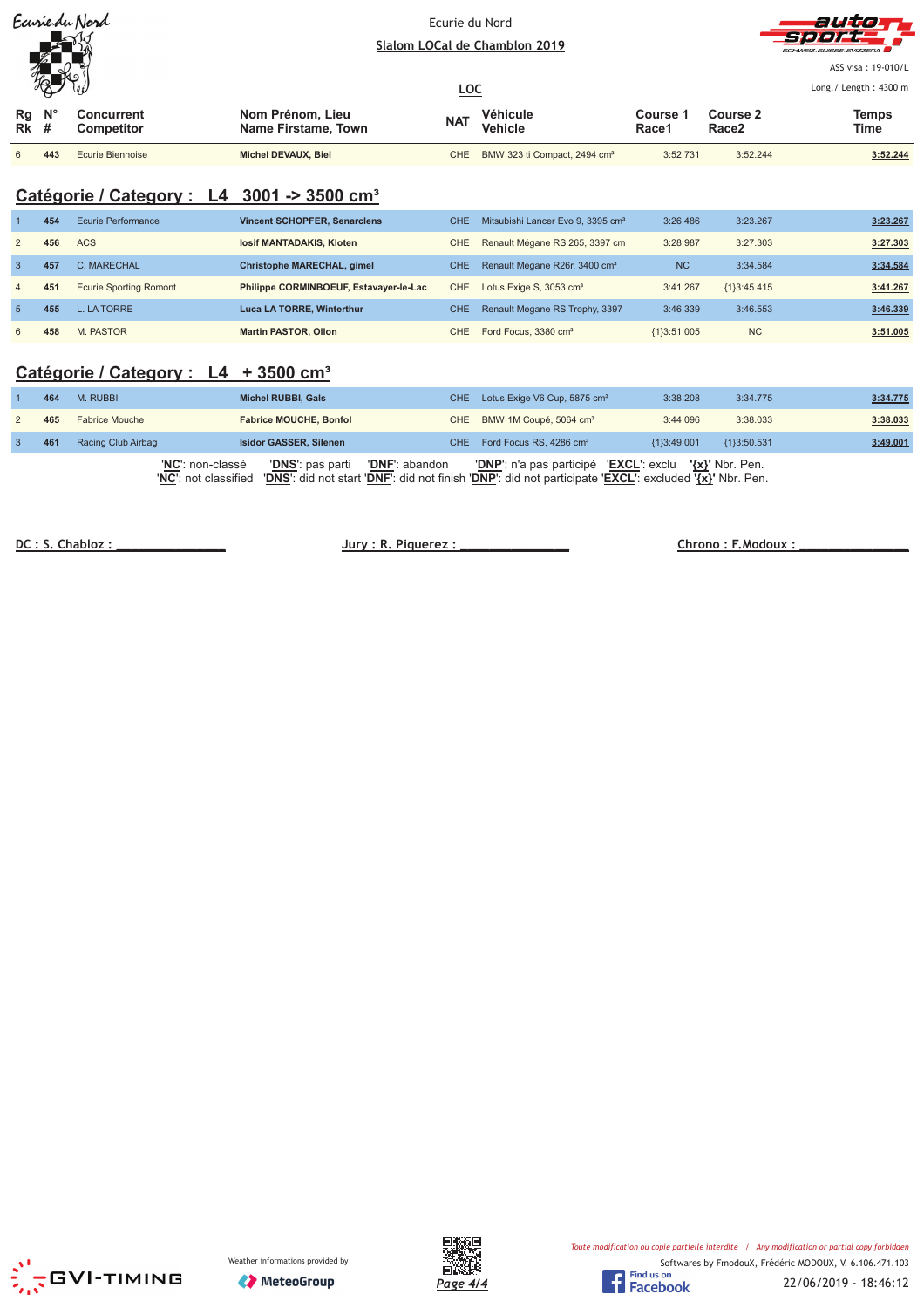Ecurie du Nord

Slalom LOCal de Chamblon 2019

ASS visa : 19-010/L

LOC

Long./ Length : 4300 m

| Rg Rk | N° # | Concurrent Competitor | Nom Prénom, Lieu Name Firstame, Town | NAT | Véhicule Vehicle | Course 1 Race1 | Course 2 Race2 | Temps Time |
|---|---|---|---|---|---|---|---|---|
| 6 | 443 | Ecurie Biennoise | Michel DEVAUX, Biel | CHE | BMW 323 ti Compact, 2494 cm³ | 3:52.731 | 3:52.244 | 3:52.244 |

## Catégorie / Category : L4 3001 -> 3500 cm³

| Rg Rk | N° # | Concurrent Competitor | Nom Prénom, Lieu Name Firstame, Town | NAT | Véhicule Vehicle | Course 1 Race1 | Course 2 Race2 | Temps Time |
|---|---|---|---|---|---|---|---|---|
| 1 | 454 | Ecurie Performance | Vincent SCHOPFER, Senarclens | CHE | Mitsubishi Lancer Evo 9, 3395 cm³ | 3:26.486 | 3:23.267 | 3:23.267 |
| 2 | 456 | ACS | Iosif MANTADAKIS, Kloten | CHE | Renault Mégane RS 265, 3397 cm | 3:28.987 | 3:27.303 | 3:27.303 |
| 3 | 457 | C. MARECHAL | Christophe MARECHAL, gimel | CHE | Renault Megane R26r, 3400 cm³ | NC | 3:34.584 | 3:34.584 |
| 4 | 451 | Ecurie Sporting Romont | Philippe CORMINBOEUF, Estavayer-le-Lac | CHE | Lotus Exige S, 3053 cm³ | 3:41.267 | {1}3:45.415 | 3:41.267 |
| 5 | 455 | L. LA TORRE | Luca LA TORRE, Winterthur | CHE | Renault Megane RS Trophy, 3397 | 3:46.339 | 3:46.553 | 3:46.339 |
| 6 | 458 | M. PASTOR | Martin PASTOR, Ollon | CHE | Ford Focus, 3380 cm³ | {1}3:51.005 | NC | 3:51.005 |

## Catégorie / Category : L4 + 3500 cm³

| Rg Rk | N° # | Concurrent Competitor | Nom Prénom, Lieu Name Firstame, Town | NAT | Véhicule Vehicle | Course 1 Race1 | Course 2 Race2 | Temps Time |
|---|---|---|---|---|---|---|---|---|
| 1 | 464 | M. RUBBI | Michel RUBBI, Gals | CHE | Lotus Exige V6 Cup, 5875 cm³ | 3:38.208 | 3:34.775 | 3:34.775 |
| 2 | 465 | Fabrice Mouche | Fabrice MOUCHE, Bonfol | CHE | BMW 1M Coupé, 5064 cm³ | 3:44.096 | 3:38.033 | 3:38.033 |
| 3 | 461 | Racing Club Airbag | Isidor GASSER, Silenen | CHE | Ford Focus RS, 4286 cm³ | {1}3:49.001 | {1}3:50.531 | 3:49.001 |

'NC': non-classé 'DNS': pas parti 'DNF': abandon 'DNP': n'a pas participé 'EXCL': exclu '{x}' Nbr. Pen.
'NC': not classified 'DNS': did not start 'DNF': did not finish 'DNP': did not participate 'EXCL': excluded '{x}' Nbr. Pen.

DC : S. Chabloz : _______________ Jury : R. Piquerez : _______________ Chrono : F.Modoux : _______________

Weather informations provided by MeteoGroup

Toute modification ou copie partielle interdite / Any modification or partial copy forbidden

Softwares by FmodouX, Frédéric MODOUX, V. 6.106.471.103

22/06/2019 - 18:46:12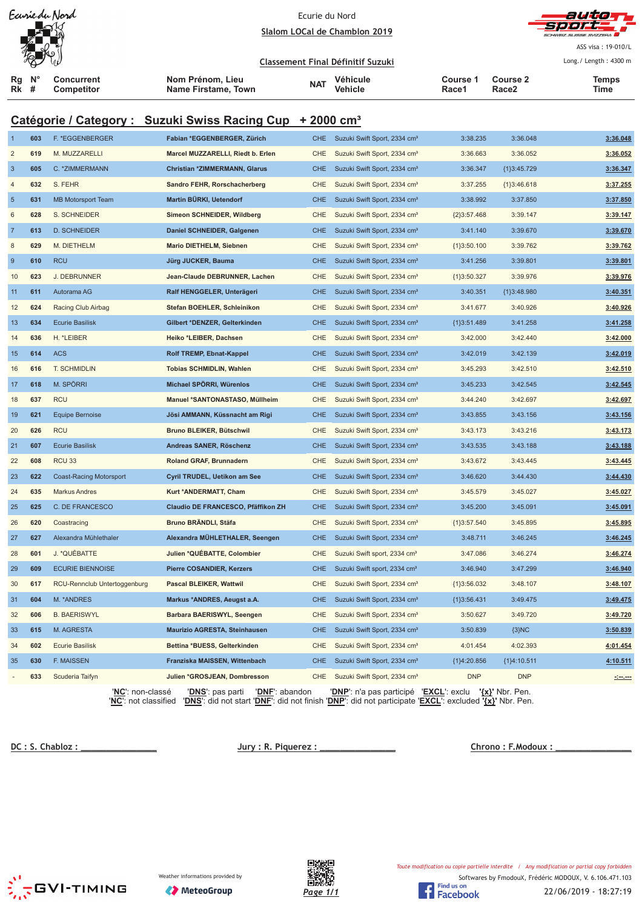Ecurie du Nord

**Slalom LOCal de Chamblon 2019**

ASS visa : 19-010/L

Long./ Length : 4300 m

**Classement Final Définitif Suzuki**

## Catégorie / Category : Suzuki Swiss Racing Cup + 2000 cm³

| Rg Rk | N° # | Concurrent Competitor | Nom Prénom, Lieu Name Firstame, Town | NAT | Véhicule Vehicle | Course 1 Race1 | Course 2 Race2 | Temps Time |
|---|---|---|---|---|---|---|---|---|
| 1 | 603 | F. *EGGENBERGER | Fabian *EGGENBERGER, Zürich | CHE | Suzuki Swift Sport, 2334 cm³ | 3:38.235 | 3:36.048 | 3:36.048 |
| 2 | 619 | M. MUZZARELLI | Marcel MUZZARELLI, Riedt b. Erlen | CHE | Suzuki Swift Sport, 2334 cm³ | 3:36.663 | 3:36.052 | 3:36.052 |
| 3 | 605 | C. *ZIMMERMANN | Christian *ZIMMERMANN, Glarus | CHE | Suzuki Swift Sport, 2334 cm³ | 3:36.347 | {1}3:45.729 | 3:36.347 |
| 4 | 632 | S. FEHR | Sandro FEHR, Rorschacherberg | CHE | Suzuki Swift Sport, 2334 cm³ | 3:37.255 | {1}3:46.618 | 3:37.255 |
| 5 | 631 | MB Motorsport Team | Martin BÜRKI, Uetendorf | CHE | Suzuki Swift Sport, 2334 cm³ | 3:38.992 | 3:37.850 | 3:37.850 |
| 6 | 628 | S. SCHNEIDER | Simeon SCHNEIDER, Wildberg | CHE | Suzuki Swift Sport, 2334 cm³ | {2}3:57.468 | 3:39.147 | 3:39.147 |
| 7 | 613 | D. SCHNEIDER | Daniel SCHNEIDER, Galgenen | CHE | Suzuki Swift Sport, 2334 cm³ | 3:41.140 | 3:39.670 | 3:39.670 |
| 8 | 629 | M. DIETHELM | Mario DIETHELM, Siebnen | CHE | Suzuki Swift Sport, 2334 cm³ | {1}3:50.100 | 3:39.762 | 3:39.762 |
| 9 | 610 | RCU | Jürg JUCKER, Bauma | CHE | Suzuki Swift Sport, 2334 cm³ | 3:41.256 | 3:39.801 | 3:39.801 |
| 10 | 623 | J. DEBRUNNER | Jean-Claude DEBRUNNER, Lachen | CHE | Suzuki Swift Sport, 2334 cm³ | {1}3:50.327 | 3:39.976 | 3:39.976 |
| 11 | 611 | Autorama AG | Ralf HENGGELER, Unterägeri | CHE | Suzuki Swift Sport, 2334 cm³ | 3:40.351 | {1}3:48.980 | 3:40.351 |
| 12 | 624 | Racing Club Airbag | Stefan BOEHLER, Schleinikon | CHE | Suzuki Swift Sport, 2334 cm³ | 3:41.677 | 3:40.926 | 3:40.926 |
| 13 | 634 | Ecurie Basilisk | Gilbert *DENZER, Gelterkinden | CHE | Suzuki Swift Sport, 2334 cm³ | {1}3:51.489 | 3:41.258 | 3:41.258 |
| 14 | 636 | H. *LEIBER | Heiko *LEIBER, Dachsen | CHE | Suzuki Swift Sport, 2334 cm³ | 3:42.000 | 3:42.440 | 3:42.000 |
| 15 | 614 | ACS | Rolf TREMP, Ebnat-Kappel | CHE | Suzuki Swift Sport, 2334 cm³ | 3:42.019 | 3:42.139 | 3:42.019 |
| 16 | 616 | T. SCHMIDLIN | Tobias SCHMIDLIN, Wahlen | CHE | Suzuki Swift Sport, 2334 cm³ | 3:45.293 | 3:42.510 | 3:42.510 |
| 17 | 618 | M. SPÖRRI | Michael SPÖRRI, Würenlos | CHE | Suzuki Swift Sport, 2334 cm³ | 3:45.233 | 3:42.545 | 3:42.545 |
| 18 | 637 | RCU | Manuel *SANTONASTASO, Müllheim | CHE | Suzuki Swift Sport, 2334 cm³ | 3:44.240 | 3:42.697 | 3:42.697 |
| 19 | 621 | Equipe Bernoise | Jösi AMMANN, Küssnacht am Rigi | CHE | Suzuki Swift Sport, 2334 cm³ | 3:43.855 | 3:43.156 | 3:43.156 |
| 20 | 626 | RCU | Bruno BLEIKER, Bütschwil | CHE | Suzuki Swift Sport, 2334 cm³ | 3:43.173 | 3:43.216 | 3:43.173 |
| 21 | 607 | Ecurie Basilisk | Andreas SANER, Röschenz | CHE | Suzuki Swift Sport, 2334 cm³ | 3:43.535 | 3:43.188 | 3:43.188 |
| 22 | 608 | RCU 33 | Roland GRAF, Brunnadern | CHE | Suzuki Swift Sport, 2334 cm³ | 3:43.672 | 3:43.445 | 3:43.445 |
| 23 | 622 | Coast-Racing Motorsport | Cyril TRUDEL, Uetikon am See | CHE | Suzuki Swift Sport, 2334 cm³ | 3:46.620 | 3:44.430 | 3:44.430 |
| 24 | 635 | Markus Andres | Kurt *ANDERMATT, Cham | CHE | Suzuki Swift Sport, 2334 cm³ | 3:45.579 | 3:45.027 | 3:45.027 |
| 25 | 625 | C. DE FRANCESCO | Claudio DE FRANCESCO, Pfäffikon ZH | CHE | Suzuki Swift Sport, 2334 cm³ | 3:45.200 | 3:45.091 | 3:45.091 |
| 26 | 620 | Coastracing | Bruno BRÄNDLI, Stäfa | CHE | Suzuki Swift Sport, 2334 cm³ | {1}3:57.540 | 3:45.895 | 3:45.895 |
| 27 | 627 | Alexandra Mühlethaler | Alexandra MÜHLETHALER, Seengen | CHE | Suzuki Swift Sport, 2334 cm³ | 3:48.711 | 3:46.245 | 3:46.245 |
| 28 | 601 | J. *QUÉBATTE | Julien *QUÉBATTE, Colombier | CHE | Suzuki Swift sport, 2334 cm³ | 3:47.086 | 3:46.274 | 3:46.274 |
| 29 | 609 | ECURIE BIENNOISE | Pierre COSANDIER, Kerzers | CHE | Suzuki Swift sport, 2334 cm³ | 3:46.940 | 3:47.299 | 3:46.940 |
| 30 | 617 | RCU-Rennclub Untertoggenburg | Pascal BLEIKER, Wattwil | CHE | Suzuki Swift Sport, 2334 cm³ | {1}3:56.032 | 3:48.107 | 3:48.107 |
| 31 | 604 | M. *ANDRES | Markus *ANDRES, Aeugst a.A. | CHE | Suzuki Swift Sport, 2334 cm³ | {1}3:56.431 | 3:49.475 | 3:49.475 |
| 32 | 606 | B. BAERISWYL | Barbara BAERISWYL, Seengen | CHE | Suzuki Swift Sport, 2334 cm³ | 3:50.627 | 3:49.720 | 3:49.720 |
| 33 | 615 | M. AGRESTA | Maurizio AGRESTA, Steinhausen | CHE | Suzuki Swift Sport, 2334 cm³ | 3:50.839 | {3}NC | 3:50.839 |
| 34 | 602 | Ecurie Basilisk | Bettina *BUESS, Gelterkinden | CHE | Suzuki Swift Sport, 2334 cm³ | 4:01.454 | 4:02.393 | 4:01.454 |
| 35 | 630 | F. MAISSEN | Franziska MAISSEN, Wittenbach | CHE | Suzuki Swift Sport, 2334 cm³ | {1}4:20.856 | {1}4:10.511 | 4:10.511 |
| - | 633 | Scuderia Taifyn | Julien *GROSJEAN, Dombresson | CHE | Suzuki Swift Sport, 2334 cm³ | DNP | DNP | -:--.--- |

'**NC**': non-classé '**DNS**': pas parti '**DNF**': abandon '**DNP**': n'a pas participé '**EXCL**': exclu '**{x}**' Nbr. Pen.
'**NC**': not classified '**DNS**': did not start '**DNF**': did not finish '**DNP**': did not participate '**EXCL**': excluded '**{x}**' Nbr. Pen.

DC : S. Chabloz : ________________ Jury : R. Piquerez : ________________ Chrono : F.Modoux : ________________

Weather informations provided by MeteoGroup

*Toute modification ou copie partielle interdite / Any modification or partial copy forbidden*

Softwares by FmodouX, Frédéric MODOUX, V. 6.106.471.103

22/06/2019 - 18:27:19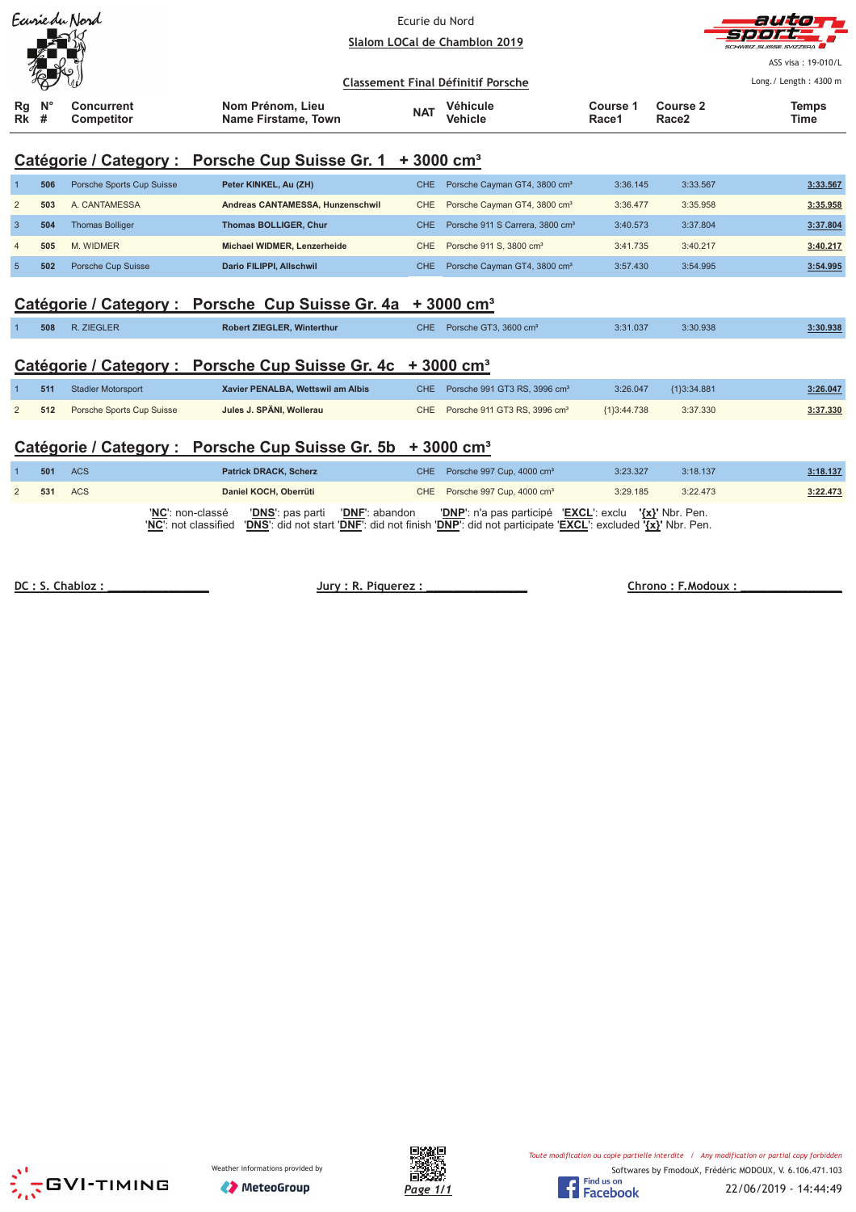Ecurie du Nord

Slalom LOCal de Chamblon 2019

ASS visa : 19-010/L

Classement Final Définitif Porsche

Long./ Length : 4300 m

## Catégorie / Category : Porsche Cup Suisse Gr. 1 + 3000 cm³

| Rg Rk | N° # | Concurrent Competitor | Nom Prénom, Lieu Name Firstame, Town | NAT | Véhicule Vehicle | Course 1 Race1 | Course 2 Race2 | Temps Time |
|---|---|---|---|---|---|---|---|---|
| 1 | 506 | Porsche Sports Cup Suisse | Peter KINKEL, Au (ZH) | CHE | Porsche Cayman GT4, 3800 cm³ | 3:36.145 | 3:33.567 | 3:33.567 |
| 2 | 503 | A. CANTAMESSA | Andreas CANTAMESSA, Hunzenschwil | CHE | Porsche Cayman GT4, 3800 cm³ | 3:36.477 | 3:35.958 | 3:35.958 |
| 3 | 504 | Thomas Bolliger | Thomas BOLLIGER, Chur | CHE | Porsche 911 S Carrera, 3800 cm³ | 3:40.573 | 3:37.804 | 3:37.804 |
| 4 | 505 | M. WIDMER | Michael WIDMER, Lenzerheide | CHE | Porsche 911 S, 3800 cm³ | 3:41.735 | 3:40.217 | 3:40.217 |
| 5 | 502 | Porsche Cup Suisse | Dario FILIPPI, Allschwil | CHE | Porsche Cayman GT4, 3800 cm³ | 3:57.430 | 3:54.995 | 3:54.995 |

## Catégorie / Category : Porsche Cup Suisse Gr. 4a + 3000 cm³

| Rg Rk | N° # | Concurrent Competitor | Nom Prénom, Lieu Name Firstame, Town | NAT | Véhicule Vehicle | Course 1 Race1 | Course 2 Race2 | Temps Time |
|---|---|---|---|---|---|---|---|---|
| 1 | 508 | R. ZIEGLER | Robert ZIEGLER, Winterthur | CHE | Porsche GT3, 3600 cm³ | 3:31.037 | 3:30.938 | 3:30.938 |

## Catégorie / Category : Porsche Cup Suisse Gr. 4c + 3000 cm³

| Rg Rk | N° # | Concurrent Competitor | Nom Prénom, Lieu Name Firstame, Town | NAT | Véhicule Vehicle | Course 1 Race1 | Course 2 Race2 | Temps Time |
|---|---|---|---|---|---|---|---|---|
| 1 | 511 | Stadler Motorsport | Xavier PENALBA, Wettswil am Albis | CHE | Porsche 991 GT3 RS, 3996 cm³ | 3:26.047 | {1}3:34.881 | 3:26.047 |
| 2 | 512 | Porsche Sports Cup Suisse | Jules J. SPÄNI, Wollerau | CHE | Porsche 911 GT3 RS, 3996 cm³ | {1}3:44.738 | 3:37.330 | 3:37.330 |

## Catégorie / Category : Porsche Cup Suisse Gr. 5b + 3000 cm³

| Rg Rk | N° # | Concurrent Competitor | Nom Prénom, Lieu Name Firstame, Town | NAT | Véhicule Vehicle | Course 1 Race1 | Course 2 Race2 | Temps Time |
|---|---|---|---|---|---|---|---|---|
| 1 | 501 | ACS | Patrick DRACK, Scherz | CHE | Porsche 997 Cup, 4000 cm³ | 3:23.327 | 3:18.137 | 3:18.137 |
| 2 | 531 | ACS | Daniel KOCH, Oberrüti | CHE | Porsche 997 Cup, 4000 cm³ | 3:29.185 | 3:22.473 | 3:22.473 |

'NC': non-classé 'DNS': pas parti 'DNF': abandon 'DNP': n'a pas participé 'EXCL': exclu '{x}' Nbr. Pen.
'NC': not classified 'DNS': did not start 'DNF': did not finish 'DNP': did not participate 'EXCL': excluded '{x}' Nbr. Pen.

DC : S. Chabloz : ______________ Jury : R. Piquerez : ______________ Chrono : F.Modoux : ______________

Toute modification ou copie partielle interdite / Any modification or partial copy forbidden

Softwares by FmodouX, Frédéric MODOUX, V. 6.106.471.103

22/06/2019 - 14:44:49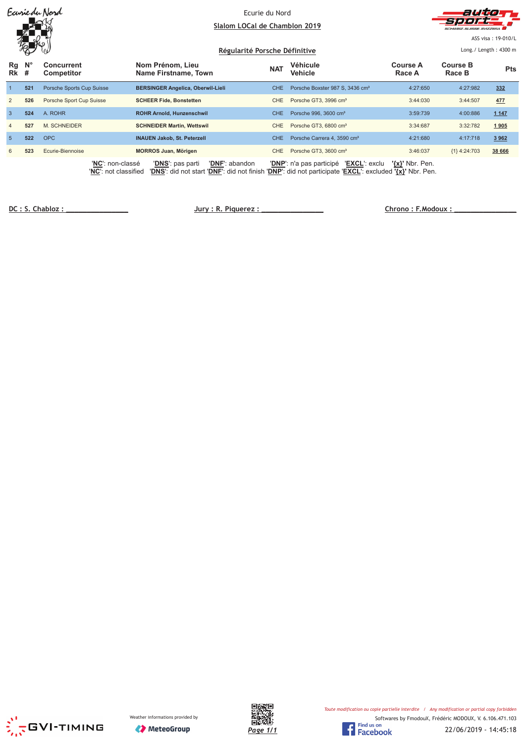Ecurie du Nord

**Slalom LOCal de Chamblon 2019**

ASS visa : 19-010/L

**Régularité Porsche Définitive**

Long./ Length : 4300 m

| Rg Rk | N° # | Concurrent Competitor | Nom Prénom, Lieu Name Firstname, Town | NAT | Véhicule Vehicle | Course A Race A | Course B Race B | Pts |
|---|---|---|---|---|---|---|---|---|
| 1 | **521** | Porsche Sports Cup Suisse | **BERSINGER Angelica, Oberwil-Lieli** | CHE | Porsche Boxster 987 S, 3436 cm³ | 4:27:650 | 4:27:982 | **332** |
| 2 | **526** | Porsche Sport Cup Suisse | **SCHEER Fide, Bonstetten** | CHE | Porsche GT3, 3996 cm³ | 3:44:030 | 3:44:507 | **477** |
| 3 | **524** | A. ROHR | **ROHR Arnold, Hunzenschwil** | CHE | Porsche 996, 3600 cm³ | 3:59:739 | 4:00:886 | **1 147** |
| 4 | **527** | M. SCHNEIDER | **SCHNEIDER Martin, Wettswil** | CHE | Porsche GT3, 6800 cm³ | 3:34:687 | 3:32:782 | **1 905** |
| 5 | **522** | OPC | **INAUEN Jakob, St. Peterzell** | CHE | Porsche Carrera 4, 3590 cm³ | 4:21:680 | 4:17:718 | **3 962** |
| 6 | **523** | Ecurie-Biennoise | **MORROS Juan, Mörigen** | CHE | Porsche GT3, 3600 cm³ | 3:46:037 | {1} 4:24:703 | **38 666** |

'**NC**': non-classé '**DNS**': pas parti '**DNF**': abandon '**DNP**': n'a pas participé '**EXCL**': exclu **'{x}'** Nbr. Pen.
'**NC**': not classified '**DNS**': did not start '**DNF**': did not finish '**DNP**': did not participate '**EXCL**': excluded **'{x}'** Nbr. Pen.

DC : S. Chabloz : _______________ Jury : R. Piquerez : _______________ Chrono : F.Modoux : _______________

Weather informations provided by MeteoGroup

*Toute modification ou copie partielle interdite / Any modification or partial copy forbidden*

Softwares by FmodouX, Frédéric MODOUX, V. 6.106.471.103

22/06/2019 - 14:45:18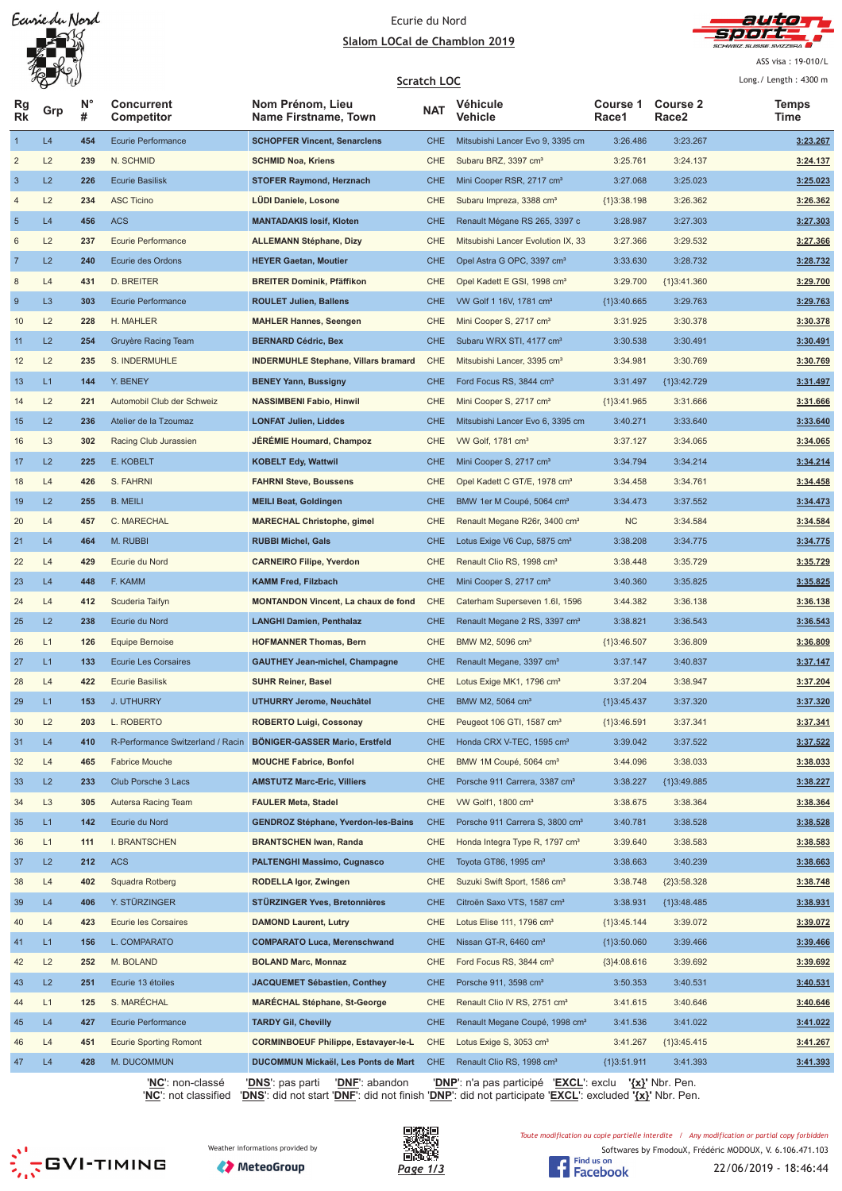Ecurie du Nord

**Slalom LOCal de Chamblon 2019**

ASS visa : 19-010/L

**Scratch LOC**

Long./ Length : 4300 m

| Rg Rk | Grp | N° # | Concurrent Competitor | Nom Prénom, Lieu Name Firstname, Town | NAT | Véhicule Vehicle | Course 1 Race1 | Course 2 Race2 | Temps Time |
|---|---|---|---|---|---|---|---|---|---|
| 1 | L4 | 454 | Ecurie Performance | **SCHOPFER Vincent, Senarclens** | CHE | Mitsubishi Lancer Evo 9, 3395 cm | 3:26.486 | 3:23.267 | **3:23.267** |
| 2 | L2 | 239 | N. SCHMID | **SCHMID Noa, Kriens** | CHE | Subaru BRZ, 3397 cm³ | 3:25.761 | 3:24.137 | **3:24.137** |
| 3 | L2 | 226 | Ecurie Basilisk | **STOFER Raymond, Herznach** | CHE | Mini Cooper RSR, 2717 cm³ | 3:27.068 | 3:25.023 | **3:25.023** |
| 4 | L2 | 234 | ASC Ticino | **LÜDI Daniele, Losone** | CHE | Subaru Impreza, 3388 cm³ | {1}3:38.198 | 3:26.362 | **3:26.362** |
| 5 | L4 | 456 | ACS | **MANTADAKIS Iosif, Kloten** | CHE | Renault Mégane RS 265, 3397 c | 3:28.987 | 3:27.303 | **3:27.303** |
| 6 | L2 | 237 | Ecurie Performance | **ALLEMANN Stéphane, Dizy** | CHE | Mitsubishi Lancer Evolution IX, 33 | 3:27.366 | 3:29.532 | **3:27.366** |
| 7 | L2 | 240 | Ecurie des Ordons | **HEYER Gaetan, Moutier** | CHE | Opel Astra G OPC, 3397 cm³ | 3:33.630 | 3:28.732 | **3:28.732** |
| 8 | L4 | 431 | D. BREITER | **BREITER Dominik, Pfäffikon** | CHE | Opel Kadett E GSI, 1998 cm³ | 3:29.700 | {1}3:41.360 | **3:29.700** |
| 9 | L3 | 303 | Ecurie Performance | **ROULET Julien, Ballens** | CHE | VW Golf 1 16V, 1781 cm³ | {1}3:40.665 | 3:29.763 | **3:29.763** |
| 10 | L2 | 228 | H. MAHLER | **MAHLER Hannes, Seengen** | CHE | Mini Cooper S, 2717 cm³ | 3:31.925 | 3:30.378 | **3:30.378** |
| 11 | L2 | 254 | Gruyère Racing Team | **BERNARD Cédric, Bex** | CHE | Subaru WRX STI, 4177 cm³ | 3:30.538 | 3:30.491 | **3:30.491** |
| 12 | L2 | 235 | S. INDERMUHLE | **INDERMUHLE Stephane, Villars bramard** | CHE | Mitsubishi Lancer, 3395 cm³ | 3:34.981 | 3:30.769 | **3:30.769** |
| 13 | L1 | 144 | Y. BENEY | **BENEY Yann, Bussigny** | CHE | Ford Focus RS, 3844 cm³ | 3:31.497 | {1}3:42.729 | **3:31.497** |
| 14 | L2 | 221 | Automobil Club der Schweiz | **NASSIMBENI Fabio, Hinwil** | CHE | Mini Cooper S, 2717 cm³ | {1}3:41.965 | 3:31.666 | **3:31.666** |
| 15 | L2 | 236 | Atelier de la Tzoumaz | **LONFAT Julien, Liddes** | CHE | Mitsubishi Lancer Evo 6, 3395 cm | 3:40.271 | 3:33.640 | **3:33.640** |
| 16 | L3 | 302 | Racing Club Jurassien | **JÉRÉMIE Houmard, Champoz** | CHE | VW Golf, 1781 cm³ | 3:37.127 | 3:34.065 | **3:34.065** |
| 17 | L2 | 225 | E. KOBELT | **KOBELT Edy, Wattwil** | CHE | Mini Cooper S, 2717 cm³ | 3:34.794 | 3:34.214 | **3:34.214** |
| 18 | L4 | 426 | S. FAHRNI | **FAHRNI Steve, Boussens** | CHE | Opel Kadett C GT/E, 1978 cm³ | 3:34.458 | 3:34.761 | **3:34.458** |
| 19 | L2 | 255 | B. MEILI | **MEILI Beat, Goldingen** | CHE | BMW 1er M Coupé, 5064 cm³ | 3:34.473 | 3:37.552 | **3:34.473** |
| 20 | L4 | 457 | C. MARECHAL | **MARECHAL Christophe, gimel** | CHE | Renault Megane R26r, 3400 cm³ | NC | 3:34.584 | **3:34.584** |
| 21 | L4 | 464 | M. RUBBI | **RUBBI Michel, Gals** | CHE | Lotus Exige V6 Cup, 5875 cm³ | 3:38.208 | 3:34.775 | **3:34.775** |
| 22 | L4 | 429 | Ecurie du Nord | **CARNEIRO Filipe, Yverdon** | CHE | Renault Clio RS, 1998 cm³ | 3:38.448 | 3:35.729 | **3:35.729** |
| 23 | L4 | 448 | F. KAMM | **KAMM Fred, Filzbach** | CHE | Mini Cooper S, 2717 cm³ | 3:40.360 | 3:35.825 | **3:35.825** |
| 24 | L4 | 412 | Scuderia Taifyn | **MONTANDON Vincent, La chaux de fond** | CHE | Caterham Superseven 1.6l, 1596 | 3:44.382 | 3:36.138 | **3:36.138** |
| 25 | L2 | 238 | Ecurie du Nord | **LANGHI Damien, Penthalaz** | CHE | Renault Megane 2 RS, 3397 cm³ | 3:38.821 | 3:36.543 | **3:36.543** |
| 26 | L1 | 126 | Equipe Bernoise | **HOFMANNER Thomas, Bern** | CHE | BMW M2, 5096 cm³ | {1}3:46.507 | 3:36.809 | **3:36.809** |
| 27 | L1 | 133 | Ecurie Les Corsaires | **GAUTHEY Jean-michel, Champagne** | CHE | Renault Megane, 3397 cm³ | 3:37.147 | 3:40.837 | **3:37.147** |
| 28 | L4 | 422 | Ecurie Basilisk | **SUHR Reiner, Basel** | CHE | Lotus Exige MK1, 1796 cm³ | 3:37.204 | 3:38.947 | **3:37.204** |
| 29 | L1 | 153 | J. UTHURRY | **UTHURRY Jerome, Neuchâtel** | CHE | BMW M2, 5064 cm³ | {1}3:45.437 | 3:37.320 | **3:37.320** |
| 30 | L2 | 203 | L. ROBERTO | **ROBERTO Luigi, Cossonay** | CHE | Peugeot 106 GTI, 1587 cm³ | {1}3:46.591 | 3:37.341 | **3:37.341** |
| 31 | L4 | 410 | R-Performance Switzerland / Racin | **BÖNIGER-GASSER Mario, Erstfeld** | CHE | Honda CRX V-TEC, 1595 cm³ | 3:39.042 | 3:37.522 | **3:37.522** |
| 32 | L4 | 465 | Fabrice Mouche | **MOUCHE Fabrice, Bonfol** | CHE | BMW 1M Coupé, 5064 cm³ | 3:44.096 | 3:38.033 | **3:38.033** |
| 33 | L2 | 233 | Club Porsche 3 Lacs | **AMSTUTZ Marc-Eric, Villiers** | CHE | Porsche 911 Carrera, 3387 cm³ | 3:38.227 | {1}3:49.885 | **3:38.227** |
| 34 | L3 | 305 | Autersa Racing Team | **FAULER Meta, Stadel** | CHE | VW Golf1, 1800 cm³ | 3:38.675 | 3:38.364 | **3:38.364** |
| 35 | L1 | 142 | Ecurie du Nord | **GENDROZ Stéphane, Yverdon-les-Bains** | CHE | Porsche 911 Carrera S, 3800 cm³ | 3:40.781 | 3:38.528 | **3:38.528** |
| 36 | L1 | 111 | I. BRANTSCHEN | **BRANTSCHEN Iwan, Randa** | CHE | Honda Integra Type R, 1797 cm³ | 3:39.640 | 3:38.583 | **3:38.583** |
| 37 | L2 | 212 | ACS | **PALTENGHI Massimo, Cugnasco** | CHE | Toyota GT86, 1995 cm³ | 3:38.663 | 3:40.239 | **3:38.663** |
| 38 | L4 | 402 | Squadra Rotberg | **RODELLA Igor, Zwingen** | CHE | Suzuki Swift Sport, 1586 cm³ | 3:38.748 | {2}3:58.328 | **3:38.748** |
| 39 | L4 | 406 | Y. STÜRZINGER | **STÜRZINGER Yves, Bretonnières** | CHE | Citroën Saxo VTS, 1587 cm³ | 3:38.931 | {1}3:48.485 | **3:38.931** |
| 40 | L4 | 423 | Ecurie les Corsaires | **DAMOND Laurent, Lutry** | CHE | Lotus Elise 111, 1796 cm³ | {1}3:45.144 | 3:39.072 | **3:39.072** |
| 41 | L1 | 156 | L. COMPARATO | **COMPARATO Luca, Merenschwand** | CHE | Nissan GT-R, 6460 cm³ | {1}3:50.060 | 3:39.466 | **3:39.466** |
| 42 | L2 | 252 | M. BOLAND | **BOLAND Marc, Monnaz** | CHE | Ford Focus RS, 3844 cm³ | {3}4:08.616 | 3:39.692 | **3:39.692** |
| 43 | L2 | 251 | Ecurie 13 étoiles | **JACQUEMET Sébastien, Conthey** | CHE | Porsche 911, 3598 cm³ | 3:50.353 | 3:40.531 | **3:40.531** |
| 44 | L1 | 125 | S. MARÉCHAL | **MARÉCHAL Stéphane, St-George** | CHE | Renault Clio IV RS, 2751 cm³ | 3:41.615 | 3:40.646 | **3:40.646** |
| 45 | L4 | 427 | Ecurie Performance | **TARDY Gil, Chevilly** | CHE | Renault Megane Coupé, 1998 cm³ | 3:41.536 | 3:41.022 | **3:41.022** |
| 46 | L4 | 451 | Ecurie Sporting Romont | **CORMINBOEUF Philippe, Estavayer-le-L** | CHE | Lotus Exige S, 3053 cm³ | 3:41.267 | {1}3:45.415 | **3:41.267** |
| 47 | L4 | 428 | M. DUCOMMUN | **DUCOMMUN Mickaël, Les Ponts de Mart** | CHE | Renault Clio RS, 1998 cm³ | {1}3:51.911 | 3:41.393 | **3:41.393** |

'**NC**': non-classé '**DNS**': pas parti '**DNF**': abandon '**DNP**': n'a pas participé '**EXCL**': exclu '**{x}**' Nbr. Pen.
'**NC**': not classified '**DNS**': did not start '**DNF**': did not finish '**DNP**': did not participate '**EXCL**': excluded '**{x}**' Nbr. Pen.

GVI-TIMING — Weather informations provided by MeteoGroup

*Toute modification ou copie partielle interdite / Any modification or partial copy forbidden*

Softwares by FmodouX, Frédéric MODOUX, V. 6.106.471.103

22/06/2019 - 18:46:44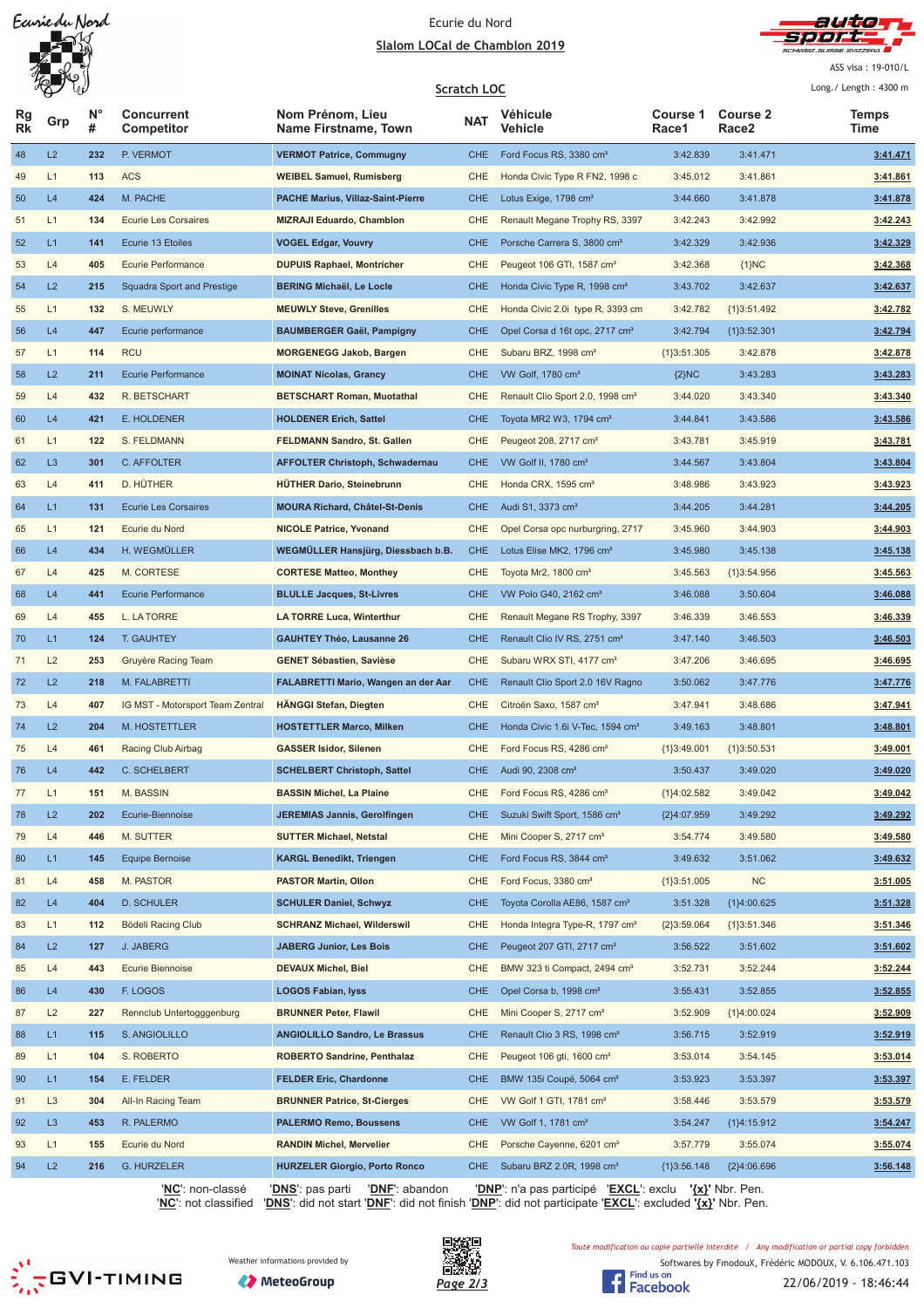Ecurie du Nord

**Slalom LOCal de Chamblon 2019**

ASS visa : 19-010/L

**Scratch LOC**

Long./ Length : 4300 m

| Rg Rk | Grp | N° # | Concurrent Competitor | Nom Prénom, Lieu Name Firstname, Town | NAT | Véhicule Vehicle | Course 1 Race1 | Course 2 Race2 | Temps Time |
|---|---|---|---|---|---|---|---|---|---|
| 48 | L2 | 232 | P. VERMOT | **VERMOT Patrice, Commugny** | CHE | Ford Focus RS, 3380 cm³ | 3:42.839 | 3:41.471 | **3:41.471** |
| 49 | L1 | 113 | ACS | **WEIBEL Samuel, Rumisberg** | CHE | Honda Civic Type R FN2, 1998 c | 3:45.012 | 3:41.861 | **3:41.861** |
| 50 | L4 | 424 | M. PACHE | **PACHE Marius, Villaz-Saint-Pierre** | CHE | Lotus Exige, 1798 cm³ | 3:44.660 | 3:41.878 | **3:41.878** |
| 51 | L1 | 134 | Ecurie Les Corsaires | **MIZRAJI Eduardo, Chamblon** | CHE | Renault Megane Trophy RS, 3397 | 3:42.243 | 3:42.992 | **3:42.243** |
| 52 | L1 | 141 | Ecurie 13 Etoiles | **VOGEL Edgar, Vouvry** | CHE | Porsche Carrera S, 3800 cm³ | 3:42.329 | 3:42.936 | **3:42.329** |
| 53 | L4 | 405 | Ecurie Performance | **DUPUIS Raphael, Montricher** | CHE | Peugeot 106 GTI, 1587 cm³ | 3:42.368 | {1}NC | **3:42.368** |
| 54 | L2 | 215 | Squadra Sport and Prestige | **BERING Michaël, Le Locle** | CHE | Honda Civic Type R, 1998 cm³ | 3:43.702 | 3:42.637 | **3:42.637** |
| 55 | L1 | 132 | S. MEUWLY | **MEUWLY Steve, Grenilles** | CHE | Honda Civic 2.0i type R, 3393 cm | 3:42.782 | {1}3:51.492 | **3:42.782** |
| 56 | L4 | 447 | Ecurie performance | **BAUMBERGER Gaël, Pampigny** | CHE | Opel Corsa d 16t opc, 2717 cm³ | 3:42.794 | {1}3:52.301 | **3:42.794** |
| 57 | L1 | 114 | RCU | **MORGENEGG Jakob, Bargen** | CHE | Subaru BRZ, 1998 cm³ | {1}3:51.305 | 3:42.878 | **3:42.878** |
| 58 | L2 | 211 | Ecurie Performance | **MOINAT Nicolas, Grancy** | CHE | VW Golf, 1780 cm³ | {2}NC | 3:43.283 | **3:43.283** |
| 59 | L4 | 432 | R. BETSCHART | **BETSCHART Roman, Muotathal** | CHE | Renault Clio Sport 2.0, 1998 cm³ | 3:44.020 | 3:43.340 | **3:43.340** |
| 60 | L4 | 421 | E. HOLDENER | **HOLDENER Erich, Sattel** | CHE | Toyota MR2 W3, 1794 cm³ | 3:44.841 | 3:43.586 | **3:43.586** |
| 61 | L1 | 122 | S. FELDMANN | **FELDMANN Sandro, St. Gallen** | CHE | Peugeot 208, 2717 cm³ | 3:43.781 | 3:45.919 | **3:43.781** |
| 62 | L3 | 301 | C. AFFOLTER | **AFFOLTER Christoph, Schwadernau** | CHE | VW Golf II, 1780 cm³ | 3:44.567 | 3:43.804 | **3:43.804** |
| 63 | L4 | 411 | D. HÜTHER | **HÜTHER Dario, Steinebrunn** | CHE | Honda CRX, 1595 cm³ | 3:48.986 | 3:43.923 | **3:43.923** |
| 64 | L1 | 131 | Ecurie Les Corsaires | **MOURA Richard, Châtel-St-Denis** | CHE | Audi S1, 3373 cm³ | 3:44.205 | 3:44.281 | **3:44.205** |
| 65 | L1 | 121 | Ecurie du Nord | **NICOLE Patrice, Yvonand** | CHE | Opel Corsa opc nurburgring, 2717 | 3:45.960 | 3:44.903 | **3:44.903** |
| 66 | L4 | 434 | H. WEGMÜLLER | **WEGMÜLLER Hansjürg, Diessbach b.B.** | CHE | Lotus Elise MK2, 1796 cm³ | 3:45.980 | 3:45.138 | **3:45.138** |
| 67 | L4 | 425 | M. CORTESE | **CORTESE Matteo, Monthey** | CHE | Toyota Mr2, 1800 cm³ | 3:45.563 | {1}3:54.956 | **3:45.563** |
| 68 | L4 | 441 | Ecurie Performance | **BLULLE Jacques, St-Livres** | CHE | VW Polo G40, 2162 cm³ | 3:46.088 | 3:50.604 | **3:46.088** |
| 69 | L4 | 455 | L. LA TORRE | **LA TORRE Luca, Winterthur** | CHE | Renault Megane RS Trophy, 3397 | 3:46.339 | 3:46.553 | **3:46.339** |
| 70 | L1 | 124 | T. GAUHTEY | **GAUHTEY Théo, Lausanne 26** | CHE | Renault Clio IV RS, 2751 cm³ | 3:47.140 | 3:46.503 | **3:46.503** |
| 71 | L2 | 253 | Gruyère Racing Team | **GENET Sébastien, Savièse** | CHE | Subaru WRX STI, 4177 cm³ | 3:47.206 | 3:46.695 | **3:46.695** |
| 72 | L2 | 218 | M. FALABRETTI | **FALABRETTI Mario, Wangen an der Aar** | CHE | Renault Clio Sport 2.0 16V Ragno | 3:50.062 | 3:47.776 | **3:47.776** |
| 73 | L4 | 407 | IG MST - Motorsport Team Zentral | **HÄNGGI Stefan, Diegten** | CHE | Citroën Saxo, 1587 cm³ | 3:47.941 | 3:48.686 | **3:47.941** |
| 74 | L2 | 204 | M. HOSTETTLER | **HOSTETTLER Marco, Milken** | CHE | Honda Civic 1.6i V-Tec, 1594 cm³ | 3:49.163 | 3:48.801 | **3:48.801** |
| 75 | L4 | 461 | Racing Club Airbag | **GASSER Isidor, Silenen** | CHE | Ford Focus RS, 4286 cm³ | {1}3:49.001 | {1}3:50.531 | **3:49.001** |
| 76 | L4 | 442 | C. SCHELBERT | **SCHELBERT Christoph, Sattel** | CHE | Audi 90, 2308 cm³ | 3:50.437 | 3:49.020 | **3:49.020** |
| 77 | L1 | 151 | M. BASSIN | **BASSIN Michel, La Plaine** | CHE | Ford Focus RS, 4286 cm³ | {1}4:02.582 | 3:49.042 | **3:49.042** |
| 78 | L2 | 202 | Ecurie-Biennoise | **JEREMIAS Jannis, Gerolfingen** | CHE | Suzuki Swift Sport, 1586 cm³ | {2}4:07.959 | 3:49.292 | **3:49.292** |
| 79 | L4 | 446 | M. SUTTER | **SUTTER Michael, Netstal** | CHE | Mini Cooper S, 2717 cm³ | 3:54.774 | 3:49.580 | **3:49.580** |
| 80 | L1 | 145 | Equipe Bernoise | **KARGL Benedikt, Triengen** | CHE | Ford Focus RS, 3844 cm³ | 3:49.632 | 3:51.062 | **3:49.632** |
| 81 | L4 | 458 | M. PASTOR | **PASTOR Martin, Ollon** | CHE | Ford Focus, 3380 cm³ | {1}3:51.005 | NC | **3:51.005** |
| 82 | L4 | 404 | D. SCHULER | **SCHULER Daniel, Schwyz** | CHE | Toyota Corolla AE86, 1587 cm³ | 3:51.328 | {1}4:00.625 | **3:51.328** |
| 83 | L1 | 112 | Bödeli Racing Club | **SCHRANZ Michael, Wilderswil** | CHE | Honda Integra Type-R, 1797 cm³ | {2}3:59.064 | {1}3:51.346 | **3:51.346** |
| 84 | L2 | 127 | J. JABERG | **JABERG Junior, Les Bois** | CHE | Peugeot 207 GTI, 2717 cm³ | 3:56.522 | 3:51.602 | **3:51.602** |
| 85 | L4 | 443 | Ecurie Biennoise | **DEVAUX Michel, Biel** | CHE | BMW 323 ti Compact, 2494 cm³ | 3:52.731 | 3:52.244 | **3:52.244** |
| 86 | L4 | 430 | F. LOGOS | **LOGOS Fabian, lyss** | CHE | Opel Corsa b, 1998 cm³ | 3:55.431 | 3:52.855 | **3:52.855** |
| 87 | L2 | 227 | Rennclub Untertogggenburg | **BRUNNER Peter, Flawil** | CHE | Mini Cooper S, 2717 cm³ | 3:52.909 | {1}4:00.024 | **3:52.909** |
| 88 | L1 | 115 | S. ANGIOLILLO | **ANGIOLILLO Sandro, Le Brassus** | CHE | Renault Clio 3 RS, 1998 cm³ | 3:56.715 | 3:52.919 | **3:52.919** |
| 89 | L1 | 104 | S. ROBERTO | **ROBERTO Sandrine, Penthalaz** | CHE | Peugeot 106 gti, 1600 cm³ | 3:53.014 | 3:54.145 | **3:53.014** |
| 90 | L1 | 154 | E. FELDER | **FELDER Eric, Chardonne** | CHE | BMW 135i Coupé, 5064 cm³ | 3:53.923 | 3:53.397 | **3:53.397** |
| 91 | L3 | 304 | All-In Racing Team | **BRUNNER Patrice, St-Cierges** | CHE | VW Golf 1 GTI, 1781 cm³ | 3:58.446 | 3:53.579 | **3:53.579** |
| 92 | L3 | 453 | R. PALERMO | **PALERMO Remo, Boussens** | CHE | VW Golf 1, 1781 cm³ | 3:54.247 | {1}4:15.912 | **3:54.247** |
| 93 | L1 | 155 | Ecurie du Nord | **RANDIN Michel, Mervelier** | CHE | Porsche Cayenne, 6201 cm³ | 3:57.779 | 3:55.074 | **3:55.074** |
| 94 | L2 | 216 | G. HURZELER | **HURZELER Giorgio, Porto Ronco** | CHE | Subaru BRZ 2.0R, 1998 cm³ | {1}3:56.148 | {2}4:06.696 | **3:56.148** |

'**NC**': non-classé 'DNS': pas parti 'DNF': abandon 'DNP': n'a pas participé 'EXCL': exclu '{x}' Nbr. Pen.
'**NC**': not classified 'DNS': did not start 'DNF': did not finish 'DNP': did not participate 'EXCL': excluded '{x}' Nbr. Pen.

Weather informations provided by MeteoGroup

*Toute modification ou copie partielle interdite / Any modification or partial copy forbidden*

Softwares by FmodouX, Frédéric MODOUX, V. 6.106.471.103

22/06/2019 - 18:46:44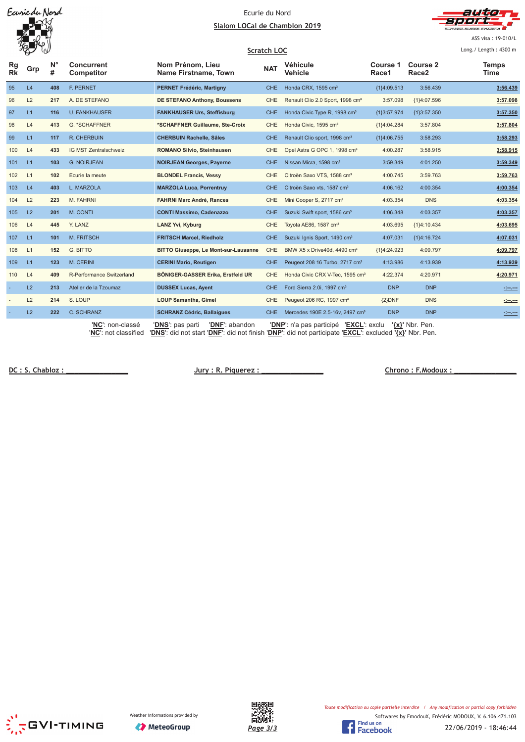Ecurie du Nord

## Slalom LOCal de Chamblon 2019

ASS visa : 19-010/L

### Scratch LOC

Long./ Length : 4300 m

| Rg Rk | Grp | N° # | Concurrent Competitor | Nom Prénom, Lieu Name Firstname, Town | NAT | Véhicule Vehicle | Course 1 Race1 | Course 2 Race2 | Temps Time |
|---|---|---|---|---|---|---|---|---|---|
| 95 | L4 | 408 | F. PERNET | **PERNET Frédéric, Martigny** | CHE | Honda CRX, 1595 cm³ | {1}4:09.513 | 3:56.439 | **3:56.439** |
| 96 | L2 | 217 | A. DE STEFANO | **DE STEFANO Anthony, Boussens** | CHE | Renault Clio 2.0 Sport, 1998 cm³ | 3:57.098 | {1}4:07.596 | **3:57.098** |
| 97 | L1 | 116 | U. FANKHAUSER | **FANKHAUSER Urs, Steffisburg** | CHE | Honda Civic Type R, 1998 cm³ | {1}3:57.974 | {1}3:57.350 | **3:57.350** |
| 98 | L4 | 413 | G. *SCHAFFNER | ***SCHAFFNER Guillaume, Ste-Croix** | CHE | Honda Civic, 1595 cm³ | {1}4:04.284 | 3:57.804 | **3:57.804** |
| 99 | L1 | 117 | R. CHERBUIN | **CHERBUIN Rachelle, Sâles** | CHE | Renault Clio sport, 1998 cm³ | {1}4:06.755 | 3:58.293 | **3:58.293** |
| 100 | L4 | 433 | IG MST Zentralschweiz | **ROMANO Silvio, Steinhausen** | CHE | Opel Astra G OPC 1, 1998 cm³ | 4:00.287 | 3:58.915 | **3:58.915** |
| 101 | L1 | 103 | G. NOIRJEAN | **NOIRJEAN Georges, Payerne** | CHE | Nissan Micra, 1598 cm³ | 3:59.349 | 4:01.250 | **3:59.349** |
| 102 | L1 | 102 | Ecurie la meute | **BLONDEL Francis, Vessy** | CHE | Citroën Saxo VTS, 1588 cm³ | 4:00.745 | 3:59.763 | **3:59.763** |
| 103 | L4 | 403 | L. MARZOLA | **MARZOLA Luca, Porrentruy** | CHE | Citroën Saxo vts, 1587 cm³ | 4:06.162 | 4:00.354 | **4:00.354** |
| 104 | L2 | 223 | M. FAHRNI | **FAHRNI Marc André, Rances** | CHE | Mini Cooper S, 2717 cm³ | 4:03.354 | DNS | **4:03.354** |
| 105 | L2 | 201 | M. CONTI | **CONTI Massimo, Cadenazzo** | CHE | Suzuki Swift sport, 1586 cm³ | 4:06.348 | 4:03.357 | **4:03.357** |
| 106 | L4 | 445 | Y. LANZ | **LANZ Yvi, Kyburg** | CHE | Toyota AE86, 1587 cm³ | 4:03.695 | {1}4:10.434 | **4:03.695** |
| 107 | L1 | 101 | M. FRITSCH | **FRITSCH Marcel, Riedholz** | CHE | Suzuki Ignis Sport, 1490 cm³ | 4:07.031 | {1}4:16.724 | **4:07.031** |
| 108 | L1 | 152 | G. BITTO | **BITTO Giuseppe, Le Mont-sur-Lausanne** | CHE | BMW X5 x Drive40d, 4490 cm³ | {1}4:24.923 | 4:09.797 | **4:09.797** |
| 109 | L1 | 123 | M. CERINI | **CERINI Mario, Reutigen** | CHE | Peugeot 208 16 Turbo, 2717 cm³ | 4:13.986 | 4:13.939 | **4:13.939** |
| 110 | L4 | 409 | R-Performance Switzerland | **BÖNIGER-GASSER Erika, Erstfeld UR** | CHE | Honda Civic CRX V-Tec, 1595 cm³ | 4:22.374 | 4:20.971 | **4:20.971** |
| - | L2 | 213 | Atelier de la Tzoumaz | **DUSSEX Lucas, Ayent** | CHE | Ford Sierra 2.0i, 1997 cm³ | DNP | DNP | -:--.--- |
| - | L2 | 214 | S. LOUP | **LOUP Samantha, Gimel** | CHE | Peugeot 206 RC, 1997 cm³ | {2}DNF | DNS | -:--.--- |
| - | L2 | 222 | C. SCHRANZ | **SCHRANZ Cédric, Ballaigues** | CHE | Mercedes 190E 2.5-16v, 2497 cm³ | DNP | DNP | -:--.--- |

'**NC**': non-classé '**DNS**': pas parti '**DNF**': abandon '**DNP**': n'a pas participé '**EXCL**': exclu '**{x}**' Nbr. Pen.
'**NC**': not classified '**DNS**': did not start '**DNF**': did not finish '**DNP**': did not participate '**EXCL**': excluded '**{x}**' Nbr. Pen.

DC : S. Chabloz : _______________ Jury : R. Piquerez : _______________ Chrono : F.Modoux : _______________

Weather informations provided by MeteoGroup

*Toute modification ou copie partielle interdite / Any modification or partial copy forbidden*

Softwares by FmodouX, Frédéric MODOUX, V. 6.106.471.103

22/06/2019 - 18:46:44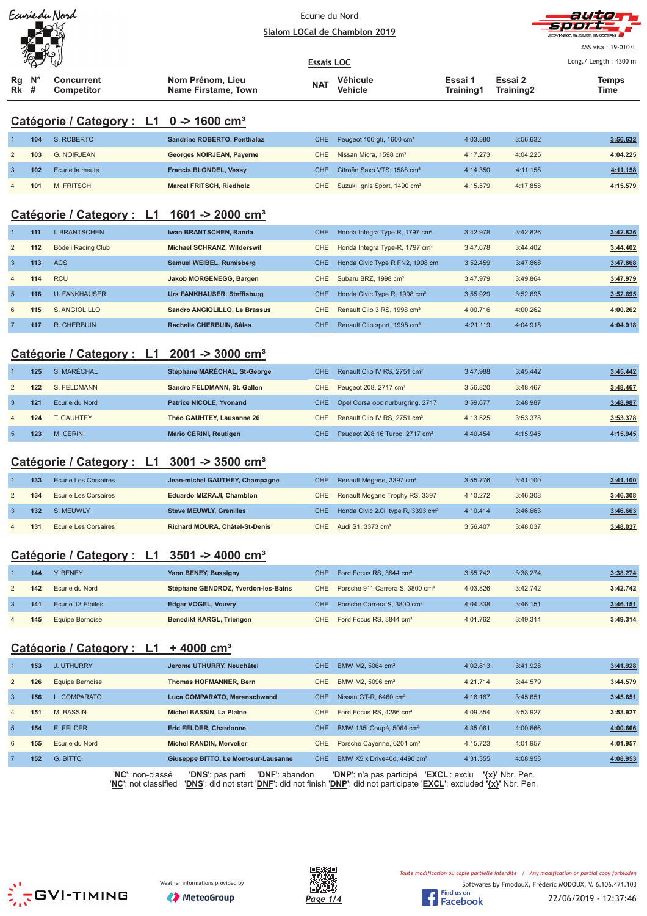Ecurie du Nord

**Slalom LOCal de Chamblon 2019**

**Essais LOC**

ASS visa : 19-010/L

Long./ Length : 4300 m

## Catégorie / Category : L1 0 -> 1600 cm³

| Rg Rk | N° # | Concurrent Competitor | Nom Prénom, Lieu Name Firstame, Town | NAT | Véhicule Vehicle | Essai 1 Training1 | Essai 2 Training2 | Temps Time |
|---|---|---|---|---|---|---|---|---|
| 1 | 104 | S. ROBERTO | **Sandrine ROBERTO, Penthalaz** | CHE | Peugeot 106 gti, 1600 cm³ | 4:03.880 | 3:56.632 | **3:56.632** |
| 2 | 103 | G. NOIRJEAN | **Georges NOIRJEAN, Payerne** | CHE | Nissan Micra, 1598 cm³ | 4:17.273 | 4:04.225 | **4:04.225** |
| 3 | 102 | Ecurie la meute | **Francis BLONDEL, Vessy** | CHE | Citroën Saxo VTS, 1588 cm³ | 4:14.350 | 4:11.158 | **4:11.158** |
| 4 | 101 | M. FRITSCH | **Marcel FRITSCH, Riedholz** | CHE | Suzuki Ignis Sport, 1490 cm³ | 4:15.579 | 4:17.858 | **4:15.579** |

## Catégorie / Category : L1 1601 -> 2000 cm³

| Rg Rk | N° # | Concurrent Competitor | Nom Prénom, Lieu Name Firstame, Town | NAT | Véhicule Vehicle | Essai 1 Training1 | Essai 2 Training2 | Temps Time |
|---|---|---|---|---|---|---|---|---|
| 1 | 111 | I. BRANTSCHEN | **Iwan BRANTSCHEN, Randa** | CHE | Honda Integra Type R, 1797 cm³ | 3:42.978 | 3:42.826 | **3:42.826** |
| 2 | 112 | Bödeli Racing Club | **Michael SCHRANZ, Wilderswil** | CHE | Honda Integra Type-R, 1797 cm³ | 3:47.678 | 3:44.402 | **3:44.402** |
| 3 | 113 | ACS | **Samuel WEIBEL, Rumisberg** | CHE | Honda Civic Type R FN2, 1998 cm | 3:52.459 | 3:47.868 | **3:47.868** |
| 4 | 114 | RCU | **Jakob MORGENEGG, Bargen** | CHE | Subaru BRZ, 1998 cm³ | 3:47.979 | 3:49.864 | **3:47.979** |
| 5 | 116 | U. FANKHAUSER | **Urs FANKHAUSER, Steffisburg** | CHE | Honda Civic Type R, 1998 cm³ | 3:55.929 | 3:52.695 | **3:52.695** |
| 6 | 115 | S. ANGIOLILLO | **Sandro ANGIOLILLO, Le Brassus** | CHE | Renault Clio 3 RS, 1998 cm³ | 4:00.716 | 4:00.262 | **4:00.262** |
| 7 | 117 | R. CHERBUIN | **Rachelle CHERBUIN, Sâles** | CHE | Renault Clio sport, 1998 cm³ | 4:21.119 | 4:04.918 | **4:04.918** |

## Catégorie / Category : L1 2001 -> 3000 cm³

| Rg Rk | N° # | Concurrent Competitor | Nom Prénom, Lieu Name Firstame, Town | NAT | Véhicule Vehicle | Essai 1 Training1 | Essai 2 Training2 | Temps Time |
|---|---|---|---|---|---|---|---|---|
| 1 | 125 | S. MARÉCHAL | **Stéphane MARÉCHAL, St-George** | CHE | Renault Clio IV RS, 2751 cm³ | 3:47.988 | 3:45.442 | **3:45.442** |
| 2 | 122 | S. FELDMANN | **Sandro FELDMANN, St. Gallen** | CHE | Peugeot 208, 2717 cm³ | 3:56.820 | 3:48.467 | **3:48.467** |
| 3 | 121 | Ecurie du Nord | **Patrice NICOLE, Yvonand** | CHE | Opel Corsa opc nurburgring, 2717 | 3:59.677 | 3:48.987 | **3:48.987** |
| 4 | 124 | T. GAUHTEY | **Théo GAUHTEY, Lausanne 26** | CHE | Renault Clio IV RS, 2751 cm³ | 4:13.525 | 3:53.378 | **3:53.378** |
| 5 | 123 | M. CERINI | **Mario CERINI, Reutigen** | CHE | Peugeot 208 16 Turbo, 2717 cm³ | 4:40.454 | 4:15.945 | **4:15.945** |

## Catégorie / Category : L1 3001 -> 3500 cm³

| Rg Rk | N° # | Concurrent Competitor | Nom Prénom, Lieu Name Firstame, Town | NAT | Véhicule Vehicle | Essai 1 Training1 | Essai 2 Training2 | Temps Time |
|---|---|---|---|---|---|---|---|---|
| 1 | 133 | Ecurie Les Corsaires | **Jean-michel GAUTHEY, Champagne** | CHE | Renault Megane, 3397 cm³ | 3:55.776 | 3:41.100 | **3:41.100** |
| 2 | 134 | Ecurie Les Corsaires | **Eduardo MIZRAJI, Chamblon** | CHE | Renault Megane Trophy RS, 3397 | 4:10.272 | 3:46.308 | **3:46.308** |
| 3 | 132 | S. MEUWLY | **Steve MEUWLY, Grenilles** | CHE | Honda Civic 2.0i type R, 3393 cm³ | 4:10.414 | 3:46.663 | **3:46.663** |
| 4 | 131 | Ecurie Les Corsaires | **Richard MOURA, Châtel-St-Denis** | CHE | Audi S1, 3373 cm³ | 3:56.407 | 3:48.037 | **3:48.037** |

## Catégorie / Category : L1 3501 -> 4000 cm³

| Rg Rk | N° # | Concurrent Competitor | Nom Prénom, Lieu Name Firstame, Town | NAT | Véhicule Vehicle | Essai 1 Training1 | Essai 2 Training2 | Temps Time |
|---|---|---|---|---|---|---|---|---|
| 1 | 144 | Y. BENEY | **Yann BENEY, Bussigny** | CHE | Ford Focus RS, 3844 cm³ | 3:55.742 | 3:38.274 | **3:38.274** |
| 2 | 142 | Ecurie du Nord | **Stéphane GENDROZ, Yverdon-les-Bains** | CHE | Porsche 911 Carrera S, 3800 cm³ | 4:03.826 | 3:42.742 | **3:42.742** |
| 3 | 141 | Ecurie 13 Etoiles | **Edgar VOGEL, Vouvry** | CHE | Porsche Carrera S, 3800 cm³ | 4:04.338 | 3:46.151 | **3:46.151** |
| 4 | 145 | Equipe Bernoise | **Benedikt KARGL, Triengen** | CHE | Ford Focus RS, 3844 cm³ | 4:01.762 | 3:49.314 | **3:49.314** |

## Catégorie / Category : L1 + 4000 cm³

| Rg Rk | N° # | Concurrent Competitor | Nom Prénom, Lieu Name Firstame, Town | NAT | Véhicule Vehicle | Essai 1 Training1 | Essai 2 Training2 | Temps Time |
|---|---|---|---|---|---|---|---|---|
| 1 | 153 | J. UTHURRY | **Jerome UTHURRY, Neuchâtel** | CHE | BMW M2, 5064 cm³ | 4:02.813 | 3:41.928 | **3:41.928** |
| 2 | 126 | Equipe Bernoise | **Thomas HOFMANNER, Bern** | CHE | BMW M2, 5096 cm³ | 4:21.714 | 3:44.579 | **3:44.579** |
| 3 | 156 | L. COMPARATO | **Luca COMPARATO, Merenschwand** | CHE | Nissan GT-R, 6460 cm³ | 4:16.167 | 3:45.651 | **3:45.651** |
| 4 | 151 | M. BASSIN | **Michel BASSIN, La Plaine** | CHE | Ford Focus RS, 4286 cm³ | 4:09.354 | 3:53.927 | **3:53.927** |
| 5 | 154 | E. FELDER | **Eric FELDER, Chardonne** | CHE | BMW 135i Coupé, 5064 cm³ | 4:35.061 | 4:00.666 | **4:00.666** |
| 6 | 155 | Ecurie du Nord | **Michel RANDIN, Mervelier** | CHE | Porsche Cayenne, 6201 cm³ | 4:15.723 | 4:01.957 | **4:01.957** |
| 7 | 152 | G. BITTO | **Giuseppe BITTO, Le Mont-sur-Lausanne** | CHE | BMW X5 x Drive40d, 4490 cm³ | 4:31.355 | 4:08.953 | **4:08.953** |

'**NC**': non-classé '**DNS**': pas parti '**DNF**': abandon '**DNP**': n'a pas participé '**EXCL**': exclu '**{x}**' Nbr. Pen.
'**NC**': not classified '**DNS**': did not start '**DNF**': did not finish '**DNP**': did not participate '**EXCL**': excluded '**{x}**' Nbr. Pen.

Weather informations provided by MeteoGroup

*Toute modification ou copie partielle interdite / Any modification or partial copy forbidden*

Softwares by FmodouX, Frédéric MODOUX, V. 6.106.471.103

22/06/2019 - 12:37:46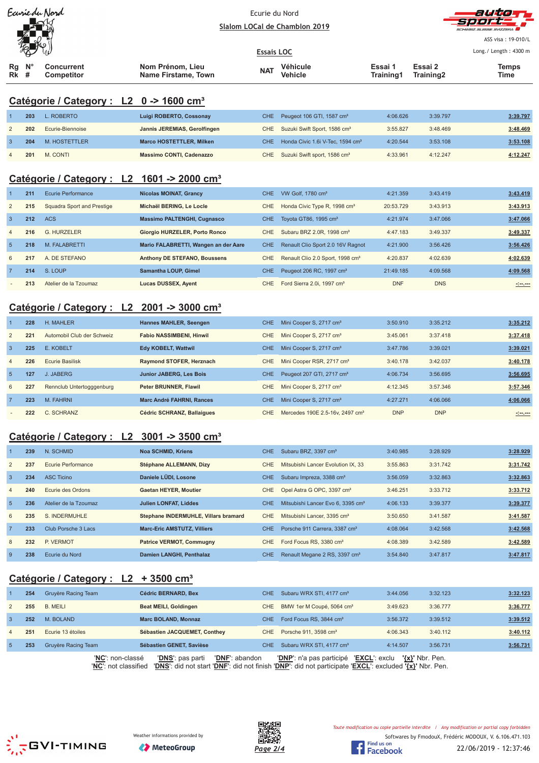Ecurie du Nord

**Slalom LOCal de Chamblon 2019**

ASS visa : 19-010/L

**Essais LOC**

Long./ Length : 4300 m

## Catégorie / Category : L2 0 -> 1600 cm³

| Rg Rk | N° # | Concurrent Competitor | Nom Prénom, Lieu Name Firstame, Town | NAT | Véhicule Vehicle | Essai 1 Training1 | Essai 2 Training2 | Temps Time |
|---|---|---|---|---|---|---|---|---|
| 1 | 203 | L. ROBERTO | **Luigi ROBERTO, Cossonay** | CHE | Peugeot 106 GTI, 1587 cm³ | 4:06.626 | 3:39.797 | **3:39.797** |
| 2 | 202 | Ecurie-Biennoise | **Jannis JEREMIAS, Gerolfingen** | CHE | Suzuki Swift Sport, 1586 cm³ | 3:55.827 | 3:48.469 | **3:48.469** |
| 3 | 204 | M. HOSTETTLER | **Marco HOSTETTLER, Milken** | CHE | Honda Civic 1.6i V-Tec, 1594 cm³ | 4:20.544 | 3:53.108 | **3:53.108** |
| 4 | 201 | M. CONTI | **Massimo CONTI, Cadenazzo** | CHE | Suzuki Swift sport, 1586 cm³ | 4:33.961 | 4:12.247 | **4:12.247** |

## Catégorie / Category : L2 1601 -> 2000 cm³

| Rg Rk | N° # | Concurrent Competitor | Nom Prénom, Lieu Name Firstame, Town | NAT | Véhicule Vehicle | Essai 1 Training1 | Essai 2 Training2 | Temps Time |
|---|---|---|---|---|---|---|---|---|
| 1 | 211 | Ecurie Performance | **Nicolas MOINAT, Grancy** | CHE | VW Golf, 1780 cm³ | 4:21.359 | 3:43.419 | **3:43.419** |
| 2 | 215 | Squadra Sport and Prestige | **Michaël BERING, Le Locle** | CHE | Honda Civic Type R, 1998 cm³ | 20:53.729 | 3:43.913 | **3:43.913** |
| 3 | 212 | ACS | **Massimo PALTENGHI, Cugnasco** | CHE | Toyota GT86, 1995 cm³ | 4:21.974 | 3:47.066 | **3:47.066** |
| 4 | 216 | G. HURZELER | **Giorgio HURZELER, Porto Ronco** | CHE | Subaru BRZ 2.0R, 1998 cm³ | 4:47.183 | 3:49.337 | **3:49.337** |
| 5 | 218 | M. FALABRETTI | **Mario FALABRETTI, Wangen an der Aare** | CHE | Renault Clio Sport 2.0 16V Ragnot | 4:21.900 | 3:56.426 | **3:56.426** |
| 6 | 217 | A. DE STEFANO | **Anthony DE STEFANO, Boussens** | CHE | Renault Clio 2.0 Sport, 1998 cm³ | 4:20.837 | 4:02.639 | **4:02.639** |
| 7 | 214 | S. LOUP | **Samantha LOUP, Gimel** | CHE | Peugeot 206 RC, 1997 cm³ | 21:49.185 | 4:09.568 | **4:09.568** |
| - | 213 | Atelier de la Tzoumaz | **Lucas DUSSEX, Ayent** | CHE | Ford Sierra 2.0i, 1997 cm³ | DNF | DNS | -:--.--- |

## Catégorie / Category : L2 2001 -> 3000 cm³

| Rg Rk | N° # | Concurrent Competitor | Nom Prénom, Lieu Name Firstame, Town | NAT | Véhicule Vehicle | Essai 1 Training1 | Essai 2 Training2 | Temps Time |
|---|---|---|---|---|---|---|---|---|
| 1 | 228 | H. MAHLER | **Hannes MAHLER, Seengen** | CHE | Mini Cooper S, 2717 cm³ | 3:50.910 | 3:35.212 | **3:35.212** |
| 2 | 221 | Automobil Club der Schweiz | **Fabio NASSIMBENI, Hinwil** | CHE | Mini Cooper S, 2717 cm³ | 3:45.061 | 3:37.418 | **3:37.418** |
| 3 | 225 | E. KOBELT | **Edy KOBELT, Wattwil** | CHE | Mini Cooper S, 2717 cm³ | 3:47.786 | 3:39.021 | **3:39.021** |
| 4 | 226 | Ecurie Basilisk | **Raymond STOFER, Herznach** | CHE | Mini Cooper RSR, 2717 cm³ | 3:40.178 | 3:42.037 | **3:40.178** |
| 5 | 127 | J. JABERG | **Junior JABERG, Les Bois** | CHE | Peugeot 207 GTI, 2717 cm³ | 4:06.734 | 3:56.695 | **3:56.695** |
| 6 | 227 | Rennclub Untertogggenburg | **Peter BRUNNER, Flawil** | CHE | Mini Cooper S, 2717 cm³ | 4:12.345 | 3:57.346 | **3:57.346** |
| 7 | 223 | M. FAHRNI | **Marc André FAHRNI, Rances** | CHE | Mini Cooper S, 2717 cm³ | 4:27.271 | 4:06.066 | **4:06.066** |
| - | 222 | C. SCHRANZ | **Cédric SCHRANZ, Ballaigues** | CHE | Mercedes 190E 2.5-16v, 2497 cm³ | DNP | DNP | -:--.--- |

## Catégorie / Category : L2 3001 -> 3500 cm³

| Rg Rk | N° # | Concurrent Competitor | Nom Prénom, Lieu Name Firstame, Town | NAT | Véhicule Vehicle | Essai 1 Training1 | Essai 2 Training2 | Temps Time |
|---|---|---|---|---|---|---|---|---|
| 1 | 239 | N. SCHMID | **Noa SCHMID, Kriens** | CHE | Subaru BRZ, 3397 cm³ | 3:40.985 | 3:28.929 | **3:28.929** |
| 2 | 237 | Ecurie Performance | **Stéphane ALLEMANN, Dizy** | CHE | Mitsubishi Lancer Evolution IX, 33 | 3:55.863 | 3:31.742 | **3:31.742** |
| 3 | 234 | ASC Ticino | **Daniele LÜDI, Losone** | CHE | Subaru Impreza, 3388 cm³ | 3:56.059 | 3:32.863 | **3:32.863** |
| 4 | 240 | Ecurie des Ordons | **Gaetan HEYER, Moutier** | CHE | Opel Astra G OPC, 3397 cm³ | 3:46.251 | 3:33.712 | **3:33.712** |
| 5 | 236 | Atelier de la Tzoumaz | **Julien LONFAT, Liddes** | CHE | Mitsubishi Lancer Evo 6, 3395 cm³ | 4:06.133 | 3:39.377 | **3:39.377** |
| 6 | 235 | S. INDERMUHLE | **Stephane INDERMUHLE, Villars bramard** | CHE | Mitsubishi Lancer, 3395 cm³ | 3:50.650 | 3:41.587 | **3:41.587** |
| 7 | 233 | Club Porsche 3 Lacs | **Marc-Eric AMSTUTZ, Villiers** | CHE | Porsche 911 Carrera, 3387 cm³ | 4:08.064 | 3:42.568 | **3:42.568** |
| 8 | 232 | P. VERMOT | **Patrice VERMOT, Commugny** | CHE | Ford Focus RS, 3380 cm³ | 4:08.389 | 3:42.589 | **3:42.589** |
| 9 | 238 | Ecurie du Nord | **Damien LANGHI, Penthalaz** | CHE | Renault Megane 2 RS, 3397 cm³ | 3:54.840 | 3:47.817 | **3:47.817** |

## Catégorie / Category : L2 + 3500 cm³

| Rg Rk | N° # | Concurrent Competitor | Nom Prénom, Lieu Name Firstame, Town | NAT | Véhicule Vehicle | Essai 1 Training1 | Essai 2 Training2 | Temps Time |
|---|---|---|---|---|---|---|---|---|
| 1 | 254 | Gruyère Racing Team | **Cédric BERNARD, Bex** | CHE | Subaru WRX STI, 4177 cm³ | 3:44.056 | 3:32.123 | **3:32.123** |
| 2 | 255 | B. MEILI | **Beat MEILI, Goldingen** | CHE | BMW 1er M Coupé, 5064 cm³ | 3:49.623 | 3:36.777 | **3:36.777** |
| 3 | 252 | M. BOLAND | **Marc BOLAND, Monnaz** | CHE | Ford Focus RS, 3844 cm³ | 3:56.372 | 3:39.512 | **3:39.512** |
| 4 | 251 | Ecurie 13 étoiles | **Sébastien JACQUEMET, Conthey** | CHE | Porsche 911, 3598 cm³ | 4:06.343 | 3:40.112 | **3:40.112** |
| 5 | 253 | Gruyère Racing Team | **Sébastien GENET, Savièse** | CHE | Subaru WRX STI, 4177 cm³ | 4:14.507 | 3:56.731 | **3:56.731** |

'**NC**': non-classé '**DNS**': pas parti '**DNF**': abandon '**DNP**': n'a pas participé '**EXCL**': exclu '**{x}**' Nbr. Pen.
'**NC**': not classified '**DNS**': did not start '**DNF**': did not finish '**DNP**': did not participate '**EXCL**': excluded '**{x}**' Nbr. Pen.

Weather informations provided by MeteoGroup

*Toute modification ou copie partielle interdite / Any modification or partial copy forbidden*

Softwares by FmodouX, Frédéric MODOUX, V. 6.106.471.103

22/06/2019 - 12:37:46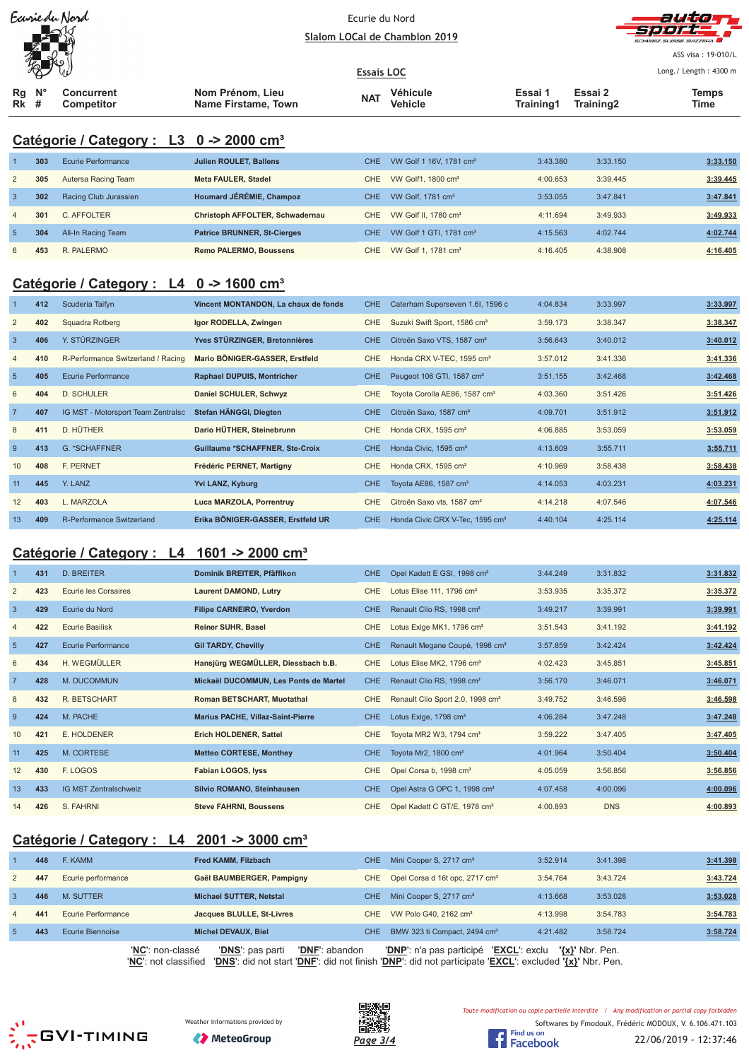Ecurie du Nord

Slalom LOCal de Chamblon 2019

Essais LOC

ASS visa : 19-010/L

Long./ Length : 4300 m

## Catégorie / Category : L3 0 -> 2000 cm³

| Rg Rk | N° # | Concurrent Competitor | Nom Prénom, Lieu Name Firstame, Town | NAT | Véhicule Vehicle | Essai 1 Training1 | Essai 2 Training2 | Temps Time |
|---|---|---|---|---|---|---|---|---|
| 1 | 303 | Ecurie Performance | **Julien ROULET, Ballens** | CHE | VW Golf 1 16V, 1781 cm³ | 3:43.380 | 3:33.150 | 3:33.150 |
| 2 | 305 | Autersa Racing Team | **Meta FAULER, Stadel** | CHE | VW Golf1, 1800 cm³ | 4:00.653 | 3:39.445 | 3:39.445 |
| 3 | 302 | Racing Club Jurassien | **Houmard JÉRÉMIE, Champoz** | CHE | VW Golf, 1781 cm³ | 3:53.055 | 3:47.841 | 3:47.841 |
| 4 | 301 | C. AFFOLTER | **Christoph AFFOLTER, Schwadernau** | CHE | VW Golf II, 1780 cm³ | 4:11.694 | 3:49.933 | 3:49.933 |
| 5 | 304 | All-In Racing Team | **Patrice BRUNNER, St-Cierges** | CHE | VW Golf 1 GTI, 1781 cm³ | 4:15.563 | 4:02.744 | 4:02.744 |
| 6 | 453 | R. PALERMO | **Remo PALERMO, Boussens** | CHE | VW Golf 1, 1781 cm³ | 4:16.405 | 4:38.908 | 4:16.405 |

## Catégorie / Category : L4 0 -> 1600 cm³

| Rg Rk | N° # | Concurrent Competitor | Nom Prénom, Lieu Name Firstame, Town | NAT | Véhicule Vehicle | Essai 1 Training1 | Essai 2 Training2 | Temps Time |
|---|---|---|---|---|---|---|---|---|
| 1 | 412 | Scuderia Taifyn | **Vincent MONTANDON, La chaux de fonds** | CHE | Caterham Superseven 1.6l, 1596 c | 4:04.834 | 3:33.997 | 3:33.997 |
| 2 | 402 | Squadra Rotberg | **Igor RODELLA, Zwingen** | CHE | Suzuki Swift Sport, 1586 cm³ | 3:59.173 | 3:38.347 | 3:38.347 |
| 3 | 406 | Y. STÜRZINGER | **Yves STÜRZINGER, Bretonnières** | CHE | Citroën Saxo VTS, 1587 cm³ | 3:56.643 | 3:40.012 | 3:40.012 |
| 4 | 410 | R-Performance Switzerland / Racing | **Mario BÖNIGER-GASSER, Erstfeld** | CHE | Honda CRX V-TEC, 1595 cm³ | 3:57.012 | 3:41.336 | 3:41.336 |
| 5 | 405 | Ecurie Performance | **Raphael DUPUIS, Montricher** | CHE | Peugeot 106 GTI, 1587 cm³ | 3:51.155 | 3:42.468 | 3:42.468 |
| 6 | 404 | D. SCHULER | **Daniel SCHULER, Schwyz** | CHE | Toyota Corolla AE86, 1587 cm³ | 4:03.360 | 3:51.426 | 3:51.426 |
| 7 | 407 | IG MST - Motorsport Team Zentralsc | **Stefan HÄNGGI, Diegten** | CHE | Citroën Saxo, 1587 cm³ | 4:09.701 | 3:51.912 | 3:51.912 |
| 8 | 411 | D. HÜTHER | **Dario HÜTHER, Steinebrunn** | CHE | Honda CRX, 1595 cm³ | 4:06.885 | 3:53.059 | 3:53.059 |
| 9 | 413 | G. *SCHAFFNER | **Guillaume *SCHAFFNER, Ste-Croix** | CHE | Honda Civic, 1595 cm³ | 4:13.609 | 3:55.711 | 3:55.711 |
| 10 | 408 | F. PERNET | **Frédéric PERNET, Martigny** | CHE | Honda CRX, 1595 cm³ | 4:10.969 | 3:58.438 | 3:58.438 |
| 11 | 445 | Y. LANZ | **Yvi LANZ, Kyburg** | CHE | Toyota AE86, 1587 cm³ | 4:14.053 | 4:03.231 | 4:03.231 |
| 12 | 403 | L. MARZOLA | **Luca MARZOLA, Porrentruy** | CHE | Citroën Saxo vts, 1587 cm³ | 4:14.218 | 4:07.546 | 4:07.546 |
| 13 | 409 | R-Performance Switzerland | **Erika BÖNIGER-GASSER, Erstfeld UR** | CHE | Honda Civic CRX V-Tec, 1595 cm³ | 4:40.104 | 4:25.114 | 4:25.114 |

## Catégorie / Category : L4 1601 -> 2000 cm³

| Rg Rk | N° # | Concurrent Competitor | Nom Prénom, Lieu Name Firstame, Town | NAT | Véhicule Vehicle | Essai 1 Training1 | Essai 2 Training2 | Temps Time |
|---|---|---|---|---|---|---|---|---|
| 1 | 431 | D. BREITER | **Dominik BREITER, Pfäffikon** | CHE | Opel Kadett E GSI, 1998 cm³ | 3:44.249 | 3:31.832 | 3:31.832 |
| 2 | 423 | Ecurie les Corsaires | **Laurent DAMOND, Lutry** | CHE | Lotus Elise 111, 1796 cm³ | 3:53.935 | 3:35.372 | 3:35.372 |
| 3 | 429 | Ecurie du Nord | **Filipe CARNEIRO, Yverdon** | CHE | Renault Clio RS, 1998 cm³ | 3:49.217 | 3:39.991 | 3:39.991 |
| 4 | 422 | Ecurie Basilisk | **Reiner SUHR, Basel** | CHE | Lotus Exige MK1, 1796 cm³ | 3:51.543 | 3:41.192 | 3:41.192 |
| 5 | 427 | Ecurie Performance | **Gil TARDY, Chevilly** | CHE | Renault Megane Coupé, 1998 cm³ | 3:57.859 | 3:42.424 | 3:42.424 |
| 6 | 434 | H. WEGMÜLLER | **Hansjürg WEGMÜLLER, Diessbach b.B.** | CHE | Lotus Elise MK2, 1796 cm³ | 4:02.423 | 3:45.851 | 3:45.851 |
| 7 | 428 | M. DUCOMMUN | **Mickaël DUCOMMUN, Les Ponts de Martel** | CHE | Renault Clio RS, 1998 cm³ | 3:56.170 | 3:46.071 | 3:46.071 |
| 8 | 432 | R. BETSCHART | **Roman BETSCHART, Muotathal** | CHE | Renault Clio Sport 2.0, 1998 cm³ | 3:49.752 | 3:46.598 | 3:46.598 |
| 9 | 424 | M. PACHE | **Marius PACHE, Villaz-Saint-Pierre** | CHE | Lotus Exige, 1798 cm³ | 4:06.284 | 3:47.248 | 3:47.248 |
| 10 | 421 | E. HOLDENER | **Erich HOLDENER, Sattel** | CHE | Toyota MR2 W3, 1794 cm³ | 3:59.222 | 3:47.405 | 3:47.405 |
| 11 | 425 | M. CORTESE | **Matteo CORTESE, Monthey** | CHE | Toyota Mr2, 1800 cm³ | 4:01.964 | 3:50.404 | 3:50.404 |
| 12 | 430 | F. LOGOS | **Fabian LOGOS, lyss** | CHE | Opel Corsa b, 1998 cm³ | 4:05.059 | 3:56.856 | 3:56.856 |
| 13 | 433 | IG MST Zentralschweiz | **Silvio ROMANO, Steinhausen** | CHE | Opel Astra G OPC 1, 1998 cm³ | 4:07.458 | 4:00.096 | 4:00.096 |
| 14 | 426 | S. FAHRNI | **Steve FAHRNI, Boussens** | CHE | Opel Kadett C GT/E, 1978 cm³ | 4:00.893 | DNS | 4:00.893 |

## Catégorie / Category : L4 2001 -> 3000 cm³

| Rg Rk | N° # | Concurrent Competitor | Nom Prénom, Lieu Name Firstame, Town | NAT | Véhicule Vehicle | Essai 1 Training1 | Essai 2 Training2 | Temps Time |
|---|---|---|---|---|---|---|---|---|
| 1 | 448 | F. KAMM | **Fred KAMM, Filzbach** | CHE | Mini Cooper S, 2717 cm³ | 3:52.914 | 3:41.398 | 3:41.398 |
| 2 | 447 | Ecurie performance | **Gaël BAUMBERGER, Pampigny** | CHE | Opel Corsa d 16t opc, 2717 cm³ | 3:54.764 | 3:43.724 | 3:43.724 |
| 3 | 446 | M. SUTTER | **Michael SUTTER, Netstal** | CHE | Mini Cooper S, 2717 cm³ | 4:13.668 | 3:53.028 | 3:53.028 |
| 4 | 441 | Ecurie Performance | **Jacques BLULLE, St-Livres** | CHE | VW Polo G40, 2162 cm³ | 4:13.998 | 3:54.783 | 3:54.783 |
| 5 | 443 | Ecurie Biennoise | **Michel DEVAUX, Biel** | CHE | BMW 323 ti Compact, 2494 cm³ | 4:21.482 | 3:58.724 | 3:58.724 |

'**NC**': non-classé '**DNS**': pas parti '**DNF**': abandon '**DNP**': n'a pas participé '**EXCL**': exclu '**{x}**' Nbr. Pen.
'**NC**': not classified '**DNS**': did not start '**DNF**': did not finish '**DNP**': did not participate '**EXCL**': excluded '**{x}**' Nbr. Pen.

Weather informations provided by MeteoGroup

*Toute modification ou copie partielle interdite / Any modification or partial copy forbidden*

Softwares by FmodouX, Frédéric MODOUX, V. 6.106.471.103

22/06/2019 - 12:37:46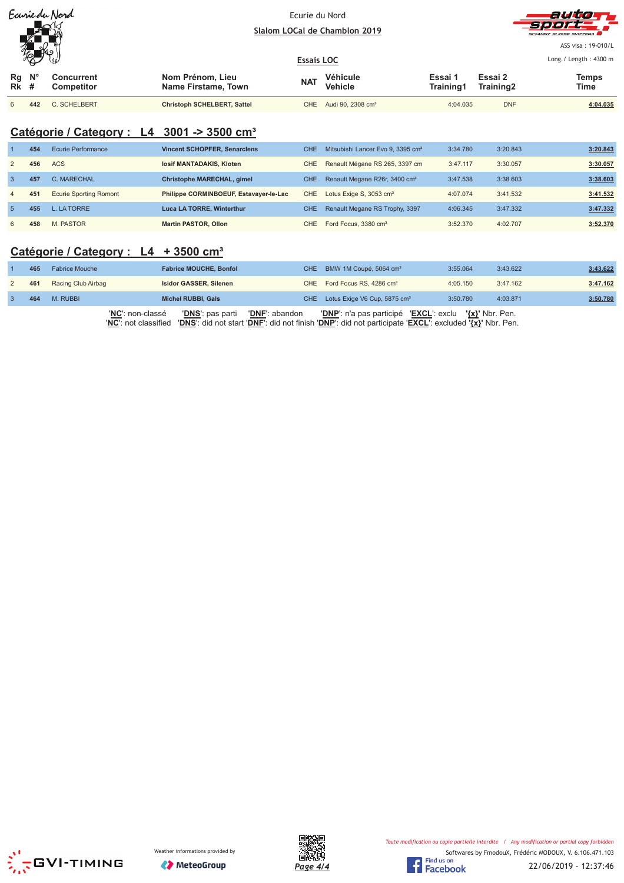Ecurie du Nord

Slalom LOCal de Chamblon 2019

ASS visa : 19-010/L

Essais LOC

Long./ Length : 4300 m

| Rg Rk | N° # | Concurrent Competitor | Nom Prénom, Lieu Name Firstame, Town | NAT | Véhicule Vehicle | Essai 1 Training1 | Essai 2 Training2 | Temps Time |
|---|---|---|---|---|---|---|---|---|
| 6 | 442 | C. SCHELBERT | **Christoph SCHELBERT, Sattel** | CHE | Audi 90, 2308 cm³ | 4:04.035 | DNF | **4:04.035** |

## Catégorie / Category : L4 3001 -> 3500 cm³

| Rg Rk | N° # | Concurrent Competitor | Nom Prénom, Lieu Name Firstame, Town | NAT | Véhicule Vehicle | Essai 1 Training1 | Essai 2 Training2 | Temps Time |
|---|---|---|---|---|---|---|---|---|
| 1 | 454 | Ecurie Performance | **Vincent SCHOPFER, Senarclens** | CHE | Mitsubishi Lancer Evo 9, 3395 cm³ | 3:34.780 | 3:20.843 | **3:20.843** |
| 2 | 456 | ACS | **Iosif MANTADAKIS, Kloten** | CHE | Renault Mégane RS 265, 3397 cm | 3:47.117 | 3:30.057 | **3:30.057** |
| 3 | 457 | C. MARECHAL | **Christophe MARECHAL, gimel** | CHE | Renault Megane R26r, 3400 cm³ | 3:47.538 | 3:38.603 | **3:38.603** |
| 4 | 451 | Ecurie Sporting Romont | **Philippe CORMINBOEUF, Estavayer-le-Lac** | CHE | Lotus Exige S, 3053 cm³ | 4:07.074 | 3:41.532 | **3:41.532** |
| 5 | 455 | L. LA TORRE | **Luca LA TORRE, Winterthur** | CHE | Renault Megane RS Trophy, 3397 | 4:06.345 | 3:47.332 | **3:47.332** |
| 6 | 458 | M. PASTOR | **Martin PASTOR, Ollon** | CHE | Ford Focus, 3380 cm³ | 3:52.370 | 4:02.707 | **3:52.370** |

## Catégorie / Category : L4 + 3500 cm³

| Rg Rk | N° # | Concurrent Competitor | Nom Prénom, Lieu Name Firstame, Town | NAT | Véhicule Vehicle | Essai 1 Training1 | Essai 2 Training2 | Temps Time |
|---|---|---|---|---|---|---|---|---|
| 1 | 465 | Fabrice Mouche | **Fabrice MOUCHE, Bonfol** | CHE | BMW 1M Coupé, 5064 cm³ | 3:55.064 | 3:43.622 | **3:43.622** |
| 2 | 461 | Racing Club Airbag | **Isidor GASSER, Silenen** | CHE | Ford Focus RS, 4286 cm³ | 4:05.150 | 3:47.162 | **3:47.162** |
| 3 | 464 | M. RUBBI | **Michel RUBBI, Gals** | CHE | Lotus Exige V6 Cup, 5875 cm³ | 3:50.780 | 4:03.871 | **3:50.780** |

'**NC**': non-classé '**DNS**': pas parti '**DNF**': abandon '**DNP**': n'a pas participé '**EXCL**': exclu '**{x}**' Nbr. Pen.
'**NC**': not classified '**DNS**': did not start '**DNF**': did not finish '**DNP**': did not participate '**EXCL**': excluded '**{x}**' Nbr. Pen.

Weather informations provided by MeteoGroup

*Toute modification ou copie partielle interdite / Any modification or partial copy forbidden*

Softwares by FmodouX, Frédéric MODOUX, V. 6.106.471.103

22/06/2019 - 12:37:46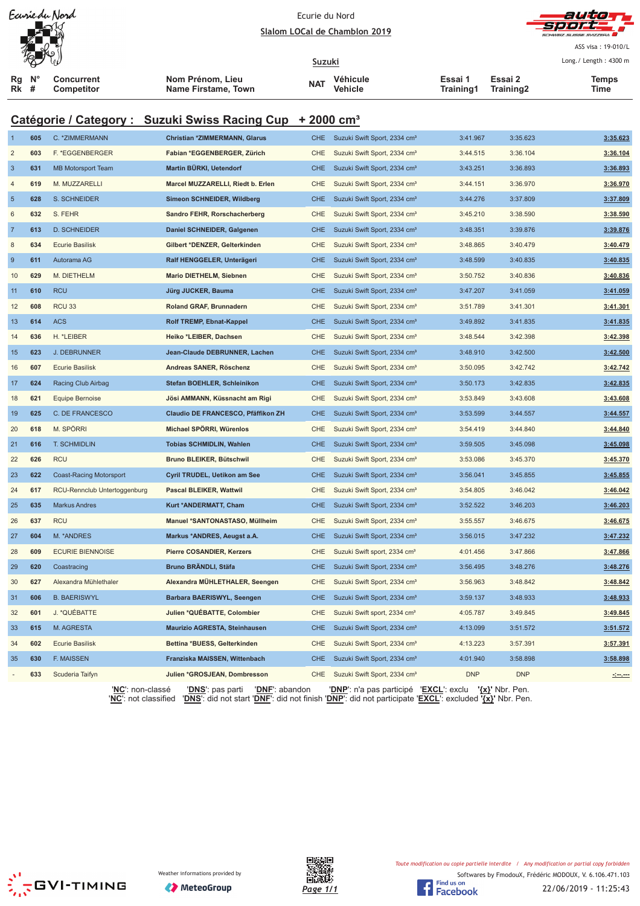Ecurie du Nord

Slalom LOCal de Chamblon 2019

ASS visa : 19-010/L

Suzuki

Long./ Length : 4300 m

## Catégorie / Category : Suzuki Swiss Racing Cup + 2000 cm³

| Rg Rk | N° # | Concurrent Competitor | Nom Prénom, Lieu Name Firstame, Town | NAT | Véhicule Vehicle | Essai 1 Training1 | Essai 2 Training2 | Temps Time |
|---|---|---|---|---|---|---|---|---|
| 1 | 605 | C. *ZIMMERMANN | Christian *ZIMMERMANN, Glarus | CHE | Suzuki Swift Sport, 2334 cm³ | 3:41.967 | 3:35.623 | 3:35.623 |
| 2 | 603 | F. *EGGENBERGER | Fabian *EGGENBERGER, Zürich | CHE | Suzuki Swift Sport, 2334 cm³ | 3:44.515 | 3:36.104 | 3:36.104 |
| 3 | 631 | MB Motorsport Team | Martin BÜRKI, Uetendorf | CHE | Suzuki Swift Sport, 2334 cm³ | 3:43.251 | 3:36.893 | 3:36.893 |
| 4 | 619 | M. MUZZARELLI | Marcel MUZZARELLI, Riedt b. Erlen | CHE | Suzuki Swift Sport, 2334 cm³ | 3:44.151 | 3:36.970 | 3:36.970 |
| 5 | 628 | S. SCHNEIDER | Simeon SCHNEIDER, Wildberg | CHE | Suzuki Swift Sport, 2334 cm³ | 3:44.276 | 3:37.809 | 3:37.809 |
| 6 | 632 | S. FEHR | Sandro FEHR, Rorschacherberg | CHE | Suzuki Swift Sport, 2334 cm³ | 3:45.210 | 3:38.590 | 3:38.590 |
| 7 | 613 | D. SCHNEIDER | Daniel SCHNEIDER, Galgenen | CHE | Suzuki Swift Sport, 2334 cm³ | 3:48.351 | 3:39.876 | 3:39.876 |
| 8 | 634 | Ecurie Basilisk | Gilbert *DENZER, Gelterkinden | CHE | Suzuki Swift Sport, 2334 cm³ | 3:48.865 | 3:40.479 | 3:40.479 |
| 9 | 611 | Autorama AG | Ralf HENGGELER, Unterägeri | CHE | Suzuki Swift Sport, 2334 cm³ | 3:48.599 | 3:40.835 | 3:40.835 |
| 10 | 629 | M. DIETHELM | Mario DIETHELM, Siebnen | CHE | Suzuki Swift Sport, 2334 cm³ | 3:50.752 | 3:40.836 | 3:40.836 |
| 11 | 610 | RCU | Jürg JUCKER, Bauma | CHE | Suzuki Swift Sport, 2334 cm³ | 3:47.207 | 3:41.059 | 3:41.059 |
| 12 | 608 | RCU 33 | Roland GRAF, Brunnadern | CHE | Suzuki Swift Sport, 2334 cm³ | 3:51.789 | 3:41.301 | 3:41.301 |
| 13 | 614 | ACS | Rolf TREMP, Ebnat-Kappel | CHE | Suzuki Swift Sport, 2334 cm³ | 3:49.892 | 3:41.835 | 3:41.835 |
| 14 | 636 | H. *LEIBER | Heiko *LEIBER, Dachsen | CHE | Suzuki Swift Sport, 2334 cm³ | 3:48.544 | 3:42.398 | 3:42.398 |
| 15 | 623 | J. DEBRUNNER | Jean-Claude DEBRUNNER, Lachen | CHE | Suzuki Swift Sport, 2334 cm³ | 3:48.910 | 3:42.500 | 3:42.500 |
| 16 | 607 | Ecurie Basilisk | Andreas SANER, Röschenz | CHE | Suzuki Swift Sport, 2334 cm³ | 3:50.095 | 3:42.742 | 3:42.742 |
| 17 | 624 | Racing Club Airbag | Stefan BOEHLER, Schleinikon | CHE | Suzuki Swift Sport, 2334 cm³ | 3:50.173 | 3:42.835 | 3:42.835 |
| 18 | 621 | Equipe Bernoise | Jösi AMMANN, Küssnacht am Rigi | CHE | Suzuki Swift Sport, 2334 cm³ | 3:53.849 | 3:43.608 | 3:43.608 |
| 19 | 625 | C. DE FRANCESCO | Claudio DE FRANCESCO, Pfäffikon ZH | CHE | Suzuki Swift Sport, 2334 cm³ | 3:53.599 | 3:44.557 | 3:44.557 |
| 20 | 618 | M. SPÖRRI | Michael SPÖRRI, Würenlos | CHE | Suzuki Swift Sport, 2334 cm³ | 3:54.419 | 3:44.840 | 3:44.840 |
| 21 | 616 | T. SCHMIDLIN | Tobias SCHMIDLIN, Wahlen | CHE | Suzuki Swift Sport, 2334 cm³ | 3:59.505 | 3:45.098 | 3:45.098 |
| 22 | 626 | RCU | Bruno BLEIKER, Bütschwil | CHE | Suzuki Swift Sport, 2334 cm³ | 3:53.086 | 3:45.370 | 3:45.370 |
| 23 | 622 | Coast-Racing Motorsport | Cyril TRUDEL, Uetikon am See | CHE | Suzuki Swift Sport, 2334 cm³ | 3:56.041 | 3:45.855 | 3:45.855 |
| 24 | 617 | RCU-Rennclub Untertoggenburg | Pascal BLEIKER, Wattwil | CHE | Suzuki Swift Sport, 2334 cm³ | 3:54.805 | 3:46.042 | 3:46.042 |
| 25 | 635 | Markus Andres | Kurt *ANDERMATT, Cham | CHE | Suzuki Swift Sport, 2334 cm³ | 3:52.522 | 3:46.203 | 3:46.203 |
| 26 | 637 | RCU | Manuel *SANTONASTASO, Müllheim | CHE | Suzuki Swift Sport, 2334 cm³ | 3:55.557 | 3:46.675 | 3:46.675 |
| 27 | 604 | M. *ANDRES | Markus *ANDRES, Aeugst a.A. | CHE | Suzuki Swift Sport, 2334 cm³ | 3:56.015 | 3:47.232 | 3:47.232 |
| 28 | 609 | ECURIE BIENNOISE | Pierre COSANDIER, Kerzers | CHE | Suzuki Swift sport, 2334 cm³ | 4:01.456 | 3:47.866 | 3:47.866 |
| 29 | 620 | Coastracing | Bruno BRÄNDLI, Stäfa | CHE | Suzuki Swift Sport, 2334 cm³ | 3:56.495 | 3:48.276 | 3:48.276 |
| 30 | 627 | Alexandra Mühlethaler | Alexandra MÜHLETHALER, Seengen | CHE | Suzuki Swift Sport, 2334 cm³ | 3:56.963 | 3:48.842 | 3:48.842 |
| 31 | 606 | B. BAERISWYL | Barbara BAERISWYL, Seengen | CHE | Suzuki Swift Sport, 2334 cm³ | 3:59.137 | 3:48.933 | 3:48.933 |
| 32 | 601 | J. *QUÉBATTE | Julien *QUÉBATTE, Colombier | CHE | Suzuki Swift sport, 2334 cm³ | 4:05.787 | 3:49.845 | 3:49.845 |
| 33 | 615 | M. AGRESTA | Maurizio AGRESTA, Steinhausen | CHE | Suzuki Swift Sport, 2334 cm³ | 4:13.099 | 3:51.572 | 3:51.572 |
| 34 | 602 | Ecurie Basilisk | Bettina *BUESS, Gelterkinden | CHE | Suzuki Swift Sport, 2334 cm³ | 4:13.223 | 3:57.391 | 3:57.391 |
| 35 | 630 | F. MAISSEN | Franziska MAISSEN, Wittenbach | CHE | Suzuki Swift Sport, 2334 cm³ | 4:01.940 | 3:58.898 | 3:58.898 |
| - | 633 | Scuderia Taifyn | Julien *GROSJEAN, Dombresson | CHE | Suzuki Swift Sport, 2334 cm³ | DNP | DNP | -:--.--- |

'NC': non-classé 'DNS': pas parti 'DNF': abandon 'DNP': n'a pas participé 'EXCL': exclu '{x}' Nbr. Pen.
'NC': not classified 'DNS': did not start 'DNF': did not finish 'DNP': did not participate 'EXCL': excluded '{x}' Nbr. Pen.

Weather informations provided by MeteoGroup

Toute modification ou copie partielle interdite / Any modification or partial copy forbidden

Softwares by FmodouX, Frédéric MODOUX, V. 6.106.471.103

22/06/2019 - 11:25:43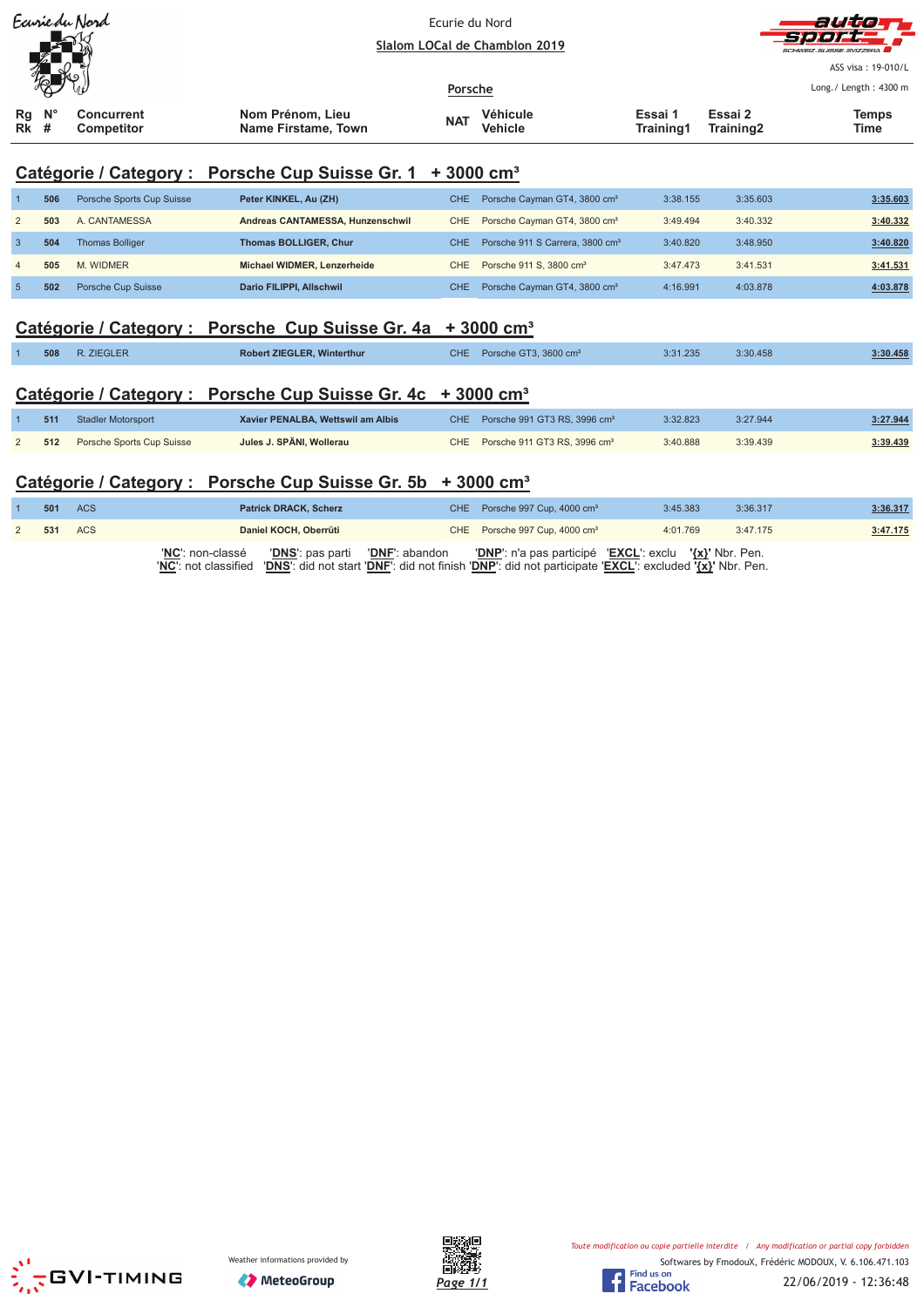Ecurie du Nord

**Slalom LOCal de Chamblon 2019**

**Porsche**

ASS visa : 19-010/L

Long./ Length : 4300 m

## Catégorie / Category : Porsche Cup Suisse Gr. 1 + 3000 cm³

| Rg Rk | N° # | Concurrent Competitor | Nom Prénom, Lieu Name Firstame, Town | NAT | Véhicule Vehicle | Essai 1 Training1 | Essai 2 Training2 | Temps Time |
|---|---|---|---|---|---|---|---|---|
| 1 | 506 | Porsche Sports Cup Suisse | Peter KINKEL, Au (ZH) | CHE | Porsche Cayman GT4, 3800 cm³ | 3:38.155 | 3:35.603 | 3:35.603 |
| 2 | 503 | A. CANTAMESSA | Andreas CANTAMESSA, Hunzenschwil | CHE | Porsche Cayman GT4, 3800 cm³ | 3:49.494 | 3:40.332 | 3:40.332 |
| 3 | 504 | Thomas Bolliger | Thomas BOLLIGER, Chur | CHE | Porsche 911 S Carrera, 3800 cm³ | 3:40.820 | 3:48.950 | 3:40.820 |
| 4 | 505 | M. WIDMER | Michael WIDMER, Lenzerheide | CHE | Porsche 911 S, 3800 cm³ | 3:47.473 | 3:41.531 | 3:41.531 |
| 5 | 502 | Porsche Cup Suisse | Dario FILIPPI, Allschwil | CHE | Porsche Cayman GT4, 3800 cm³ | 4:16.991 | 4:03.878 | 4:03.878 |

## Catégorie / Category : Porsche Cup Suisse Gr. 4a + 3000 cm³

| Rg Rk | N° # | Concurrent Competitor | Nom Prénom, Lieu Name Firstame, Town | NAT | Véhicule Vehicle | Essai 1 Training1 | Essai 2 Training2 | Temps Time |
|---|---|---|---|---|---|---|---|---|
| 1 | 508 | R. ZIEGLER | Robert ZIEGLER, Winterthur | CHE | Porsche GT3, 3600 cm³ | 3:31.235 | 3:30.458 | 3:30.458 |

## Catégorie / Category : Porsche Cup Suisse Gr. 4c + 3000 cm³

| Rg Rk | N° # | Concurrent Competitor | Nom Prénom, Lieu Name Firstame, Town | NAT | Véhicule Vehicle | Essai 1 Training1 | Essai 2 Training2 | Temps Time |
|---|---|---|---|---|---|---|---|---|
| 1 | 511 | Stadler Motorsport | Xavier PENALBA, Wettswil am Albis | CHE | Porsche 991 GT3 RS, 3996 cm³ | 3:32.823 | 3:27.944 | 3:27.944 |
| 2 | 512 | Porsche Sports Cup Suisse | Jules J. SPÄNI, Wollerau | CHE | Porsche 911 GT3 RS, 3996 cm³ | 3:40.888 | 3:39.439 | 3:39.439 |

## Catégorie / Category : Porsche Cup Suisse Gr. 5b + 3000 cm³

| Rg Rk | N° # | Concurrent Competitor | Nom Prénom, Lieu Name Firstame, Town | NAT | Véhicule Vehicle | Essai 1 Training1 | Essai 2 Training2 | Temps Time |
|---|---|---|---|---|---|---|---|---|
| 1 | 501 | ACS | Patrick DRACK, Scherz | CHE | Porsche 997 Cup, 4000 cm³ | 3:45.383 | 3:36.317 | 3:36.317 |
| 2 | 531 | ACS | Daniel KOCH, Oberrüti | CHE | Porsche 997 Cup, 4000 cm³ | 4:01.769 | 3:47.175 | 3:47.175 |

'**NC**': non-classé '**DNS**': pas parti '**DNF**': abandon '**DNP**': n'a pas participé '**EXCL**': exclu **'{x}'** Nbr. Pen.
'**NC**': not classified '**DNS**': did not start '**DNF**': did not finish '**DNP**': did not participate '**EXCL**': excluded **'{x}'** Nbr. Pen.

Weather informations provided by MeteoGroup

*Toute modification ou copie partielle interdite / Any modification or partial copy forbidden*

Softwares by FmodouX, Frédéric MODOUX, V. 6.106.471.103

22/06/2019 - 12:36:48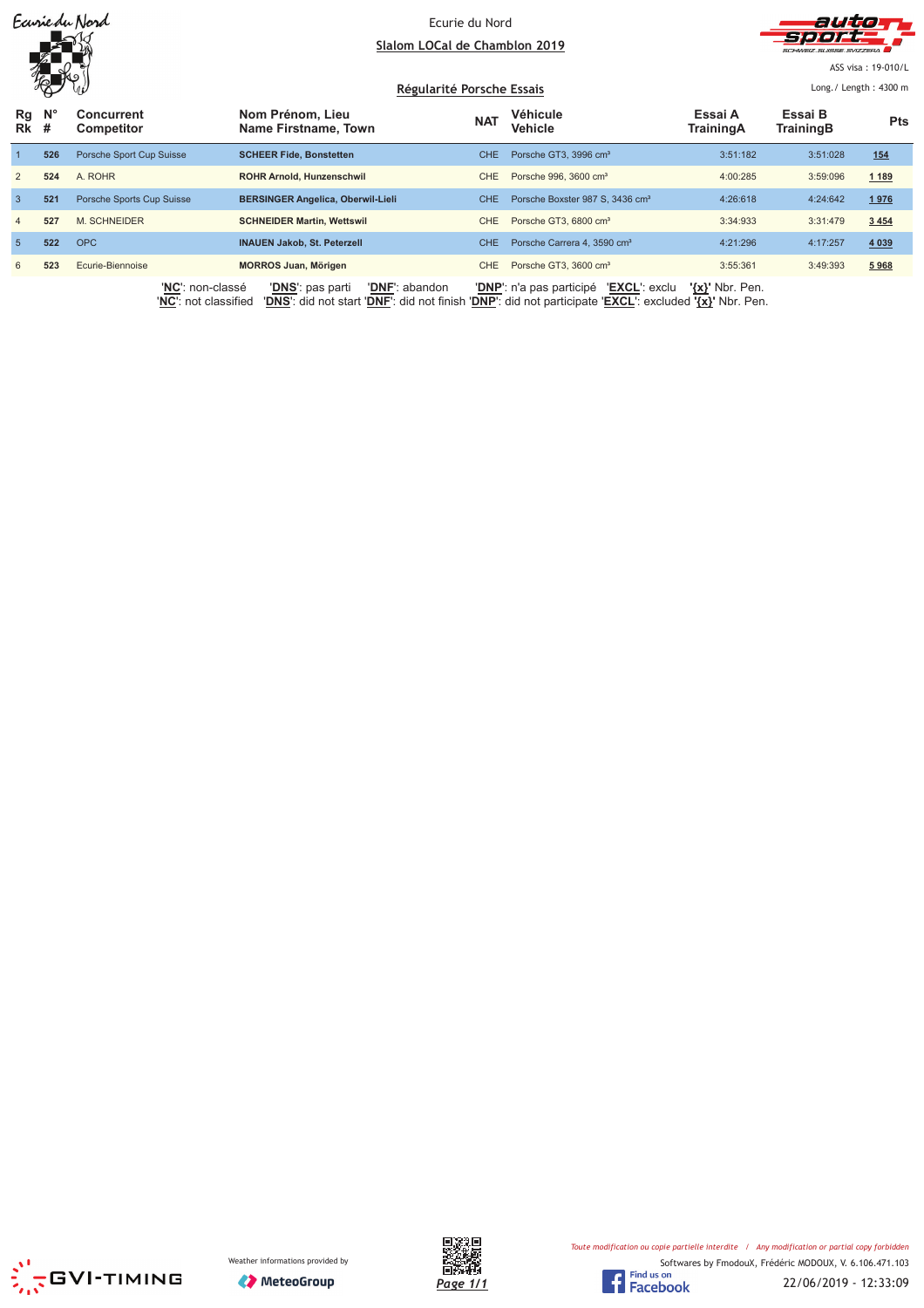Ecurie du Nord

**Slalom LOCal de Chamblon 2019**

ASS visa : 19-010/L

**Régularité Porsche Essais**

Long./ Length : 4300 m

| Rg Rk | N° # | Concurrent Competitor | Nom Prénom, Lieu Name Firstname, Town | NAT | Véhicule Vehicle | Essai A TrainingA | Essai B TrainingB | Pts |
|---|---|---|---|---|---|---|---|---|
| 1 | 526 | Porsche Sport Cup Suisse | **SCHEER Fide, Bonstetten** | CHE | Porsche GT3, 3996 cm³ | 3:51:182 | 3:51:028 | 154 |
| 2 | 524 | A. ROHR | **ROHR Arnold, Hunzenschwil** | CHE | Porsche 996, 3600 cm³ | 4:00:285 | 3:59:096 | 1 189 |
| 3 | 521 | Porsche Sports Cup Suisse | **BERSINGER Angelica, Oberwil-Lieli** | CHE | Porsche Boxster 987 S, 3436 cm³ | 4:26:618 | 4:24:642 | 1 976 |
| 4 | 527 | M. SCHNEIDER | **SCHNEIDER Martin, Wettswil** | CHE | Porsche GT3, 6800 cm³ | 3:34:933 | 3:31:479 | 3 454 |
| 5 | 522 | OPC | **INAUEN Jakob, St. Peterzell** | CHE | Porsche Carrera 4, 3590 cm³ | 4:21:296 | 4:17:257 | 4 039 |
| 6 | 523 | Ecurie-Biennoise | **MORROS Juan, Mörigen** | CHE | Porsche GT3, 3600 cm³ | 3:55:361 | 3:49:393 | 5 968 |

'**NC**': non-classé '**DNS**': pas parti '**DNF**': abandon '**DNP**': n'a pas participé '**EXCL**': exclu **'{x}'** Nbr. Pen.
'**NC**': not classified '**DNS**': did not start '**DNF**': did not finish '**DNP**': did not participate '**EXCL**': excluded **'{x}'** Nbr. Pen.

Weather informations provided by MeteoGroup

*Toute modification ou copie partielle interdite / Any modification or partial copy forbidden*

Softwares by FmodouX, Frédéric MODOUX, V. 6.106.471.103

22/06/2019 - 12:33:09